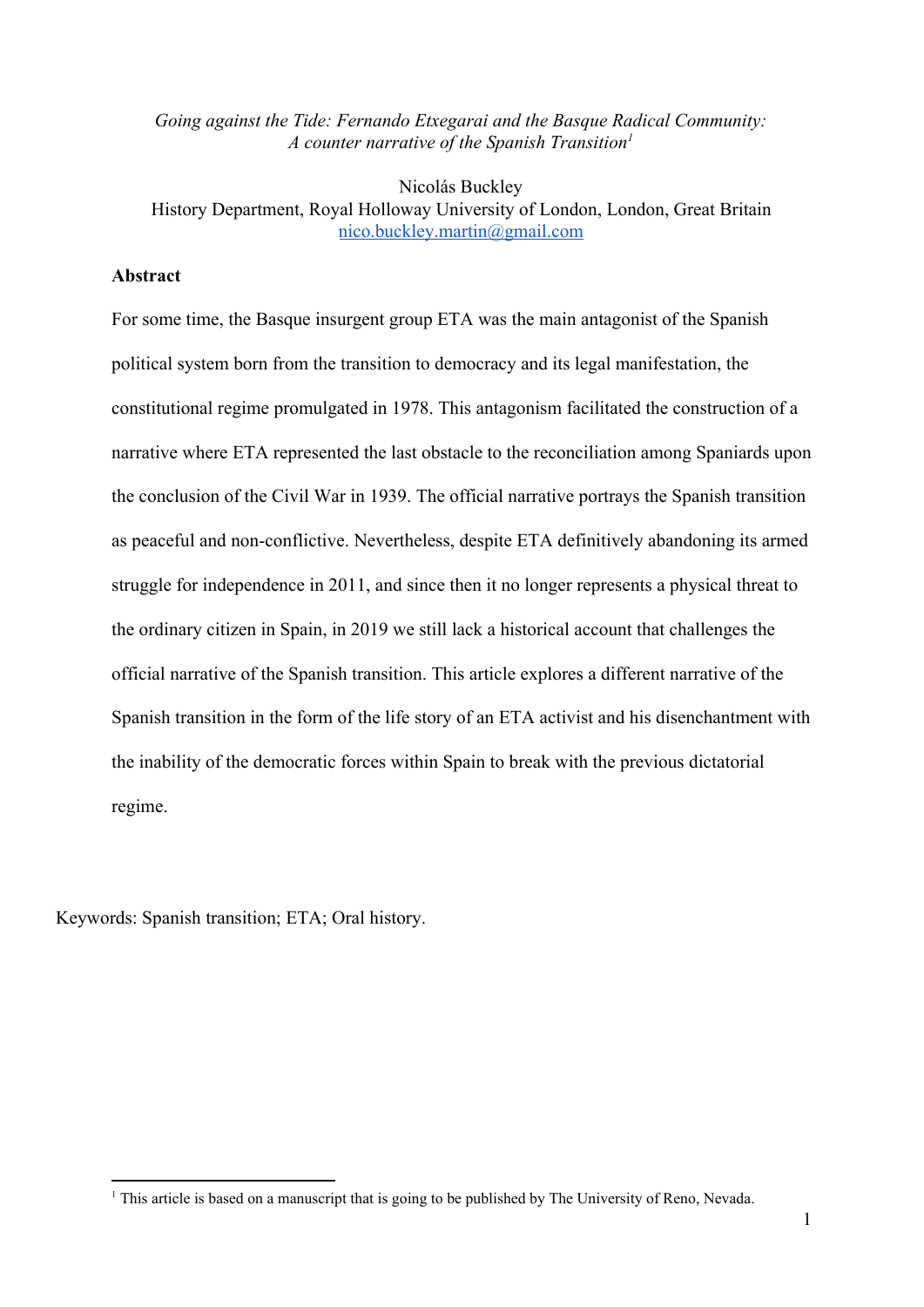*Going against the Tide: Fernando Etxegarai and the Basque Radical Community: A counter narrative of the Spanish Transition*[1]

Nicolás Buckley
History Department, Royal Holloway University of London, London, Great Britain
nico.buckley.martin@gmail.com

**Abstract**

For some time, the Basque insurgent group ETA was the main antagonist of the Spanish political system born from the transition to democracy and its legal manifestation, the constitutional regime promulgated in 1978. This antagonism facilitated the construction of a narrative where ETA represented the last obstacle to the reconciliation among Spaniards upon the conclusion of the Civil War in 1939. The official narrative portrays the Spanish transition as peaceful and non-conflictive. Nevertheless, despite ETA definitively abandoning its armed struggle for independence in 2011, and since then it no longer represents a physical threat to the ordinary citizen in Spain, in 2019 we still lack a historical account that challenges the official narrative of the Spanish transition. This article explores a different narrative of the Spanish transition in the form of the life story of an ETA activist and his disenchantment with the inability of the democratic forces within Spain to break with the previous dictatorial regime.

Keywords: Spanish transition; ETA; Oral history.

[1] This article is based on a manuscript that is going to be published by The University of Reno, Nevada.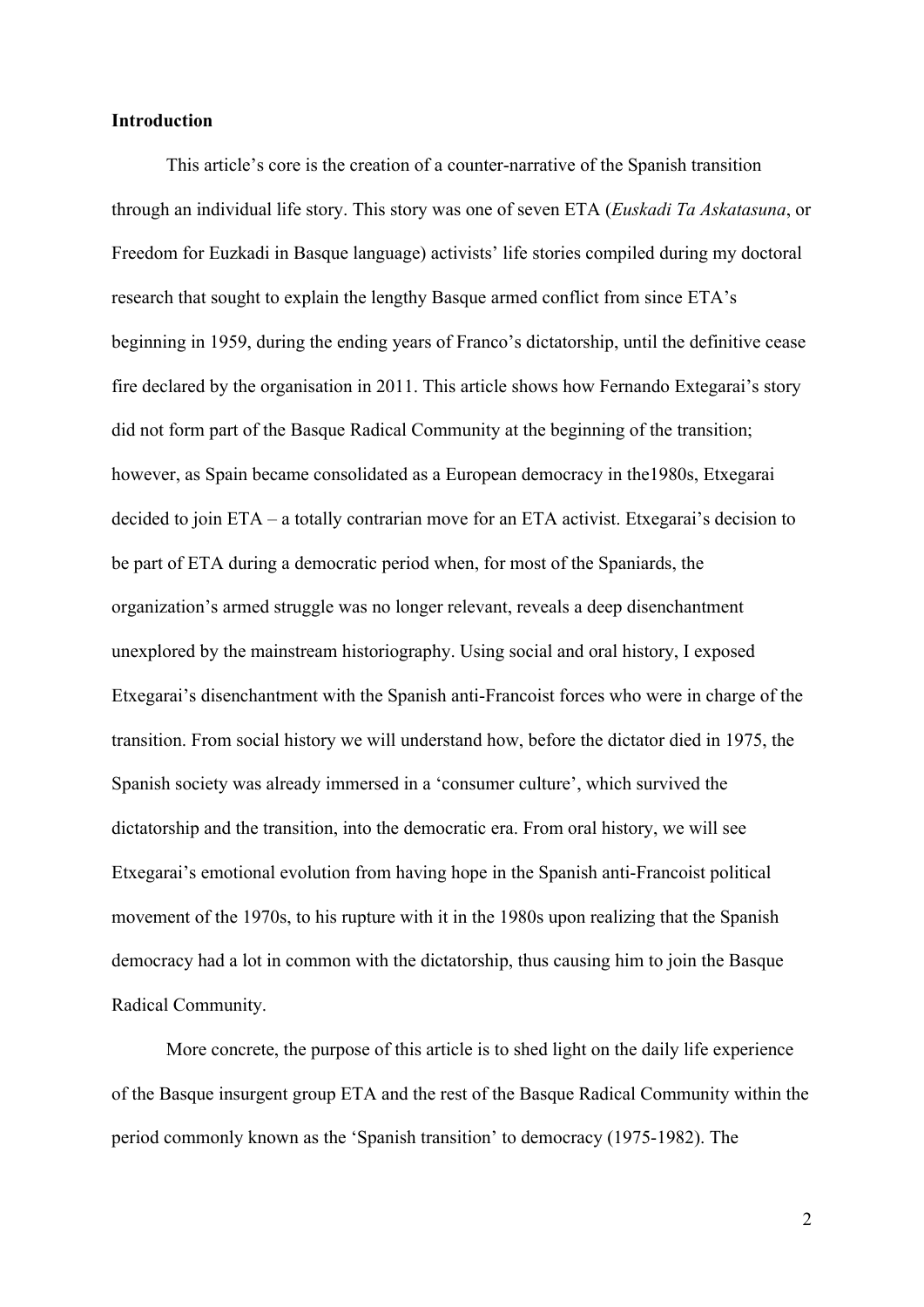**Introduction**

This article's core is the creation of a counter-narrative of the Spanish transition through an individual life story. This story was one of seven ETA (*Euskadi Ta Askatasuna*, or Freedom for Euzkadi in Basque language) activists' life stories compiled during my doctoral research that sought to explain the lengthy Basque armed conflict from since ETA's beginning in 1959, during the ending years of Franco's dictatorship, until the definitive cease fire declared by the organisation in 2011. This article shows how Fernando Extegarai's story did not form part of the Basque Radical Community at the beginning of the transition; however, as Spain became consolidated as a European democracy in the1980s, Etxegarai decided to join ETA – a totally contrarian move for an ETA activist. Etxegarai's decision to be part of ETA during a democratic period when, for most of the Spaniards, the organization's armed struggle was no longer relevant, reveals a deep disenchantment unexplored by the mainstream historiography. Using social and oral history, I exposed Etxegarai's disenchantment with the Spanish anti-Francoist forces who were in charge of the transition. From social history we will understand how, before the dictator died in 1975, the Spanish society was already immersed in a 'consumer culture', which survived the dictatorship and the transition, into the democratic era. From oral history, we will see Etxegarai's emotional evolution from having hope in the Spanish anti-Francoist political movement of the 1970s, to his rupture with it in the 1980s upon realizing that the Spanish democracy had a lot in common with the dictatorship, thus causing him to join the Basque Radical Community.

More concrete, the purpose of this article is to shed light on the daily life experience of the Basque insurgent group ETA and the rest of the Basque Radical Community within the period commonly known as the 'Spanish transition' to democracy (1975-1982). The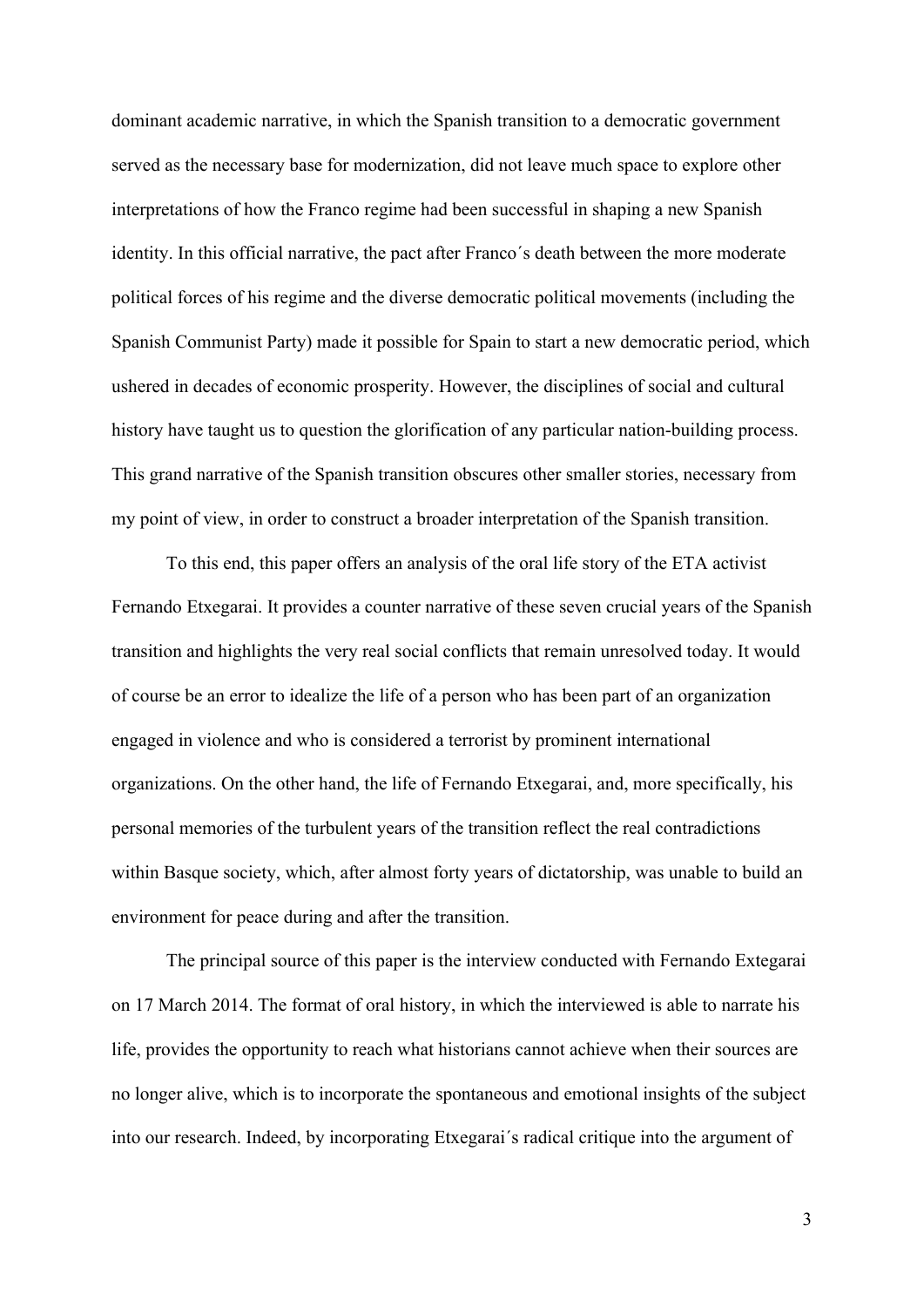dominant academic narrative, in which the Spanish transition to a democratic government served as the necessary base for modernization, did not leave much space to explore other interpretations of how the Franco regime had been successful in shaping a new Spanish identity. In this official narrative, the pact after Franco´s death between the more moderate political forces of his regime and the diverse democratic political movements (including the Spanish Communist Party) made it possible for Spain to start a new democratic period, which ushered in decades of economic prosperity. However, the disciplines of social and cultural history have taught us to question the glorification of any particular nation-building process. This grand narrative of the Spanish transition obscures other smaller stories, necessary from my point of view, in order to construct a broader interpretation of the Spanish transition.

To this end, this paper offers an analysis of the oral life story of the ETA activist Fernando Etxegarai. It provides a counter narrative of these seven crucial years of the Spanish transition and highlights the very real social conflicts that remain unresolved today. It would of course be an error to idealize the life of a person who has been part of an organization engaged in violence and who is considered a terrorist by prominent international organizations. On the other hand, the life of Fernando Etxegarai, and, more specifically, his personal memories of the turbulent years of the transition reflect the real contradictions within Basque society, which, after almost forty years of dictatorship, was unable to build an environment for peace during and after the transition.

The principal source of this paper is the interview conducted with Fernando Extegarai on 17 March 2014. The format of oral history, in which the interviewed is able to narrate his life, provides the opportunity to reach what historians cannot achieve when their sources are no longer alive, which is to incorporate the spontaneous and emotional insights of the subject into our research. Indeed, by incorporating Etxegarai´s radical critique into the argument of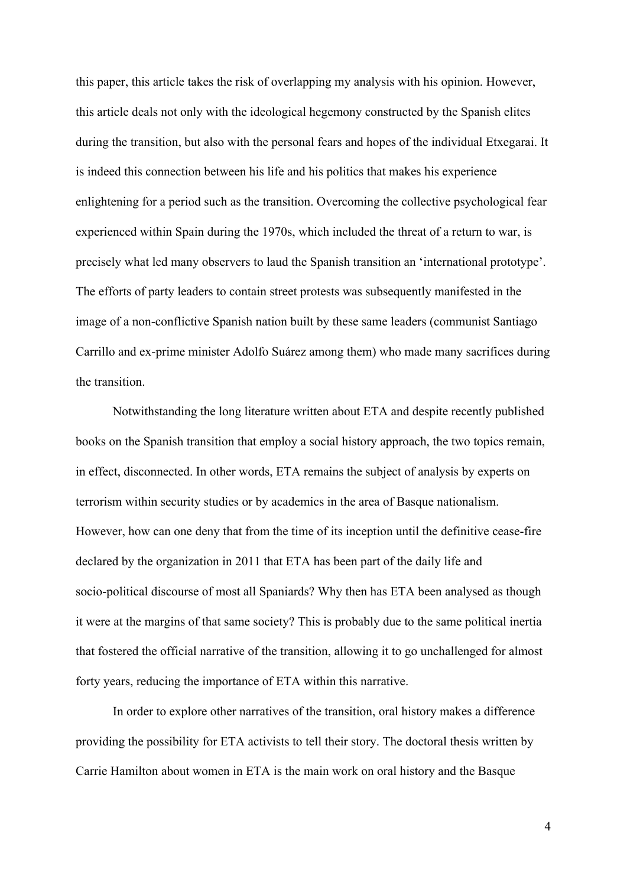this paper, this article takes the risk of overlapping my analysis with his opinion. However, this article deals not only with the ideological hegemony constructed by the Spanish elites during the transition, but also with the personal fears and hopes of the individual Etxegarai. It is indeed this connection between his life and his politics that makes his experience enlightening for a period such as the transition. Overcoming the collective psychological fear experienced within Spain during the 1970s, which included the threat of a return to war, is precisely what led many observers to laud the Spanish transition an 'international prototype'. The efforts of party leaders to contain street protests was subsequently manifested in the image of a non-conflictive Spanish nation built by these same leaders (communist Santiago Carrillo and ex-prime minister Adolfo Suárez among them) who made many sacrifices during the transition.

Notwithstanding the long literature written about ETA and despite recently published books on the Spanish transition that employ a social history approach, the two topics remain, in effect, disconnected. In other words, ETA remains the subject of analysis by experts on terrorism within security studies or by academics in the area of Basque nationalism. However, how can one deny that from the time of its inception until the definitive cease-fire declared by the organization in 2011 that ETA has been part of the daily life and socio-political discourse of most all Spaniards? Why then has ETA been analysed as though it were at the margins of that same society? This is probably due to the same political inertia that fostered the official narrative of the transition, allowing it to go unchallenged for almost forty years, reducing the importance of ETA within this narrative.

In order to explore other narratives of the transition, oral history makes a difference providing the possibility for ETA activists to tell their story. The doctoral thesis written by Carrie Hamilton about women in ETA is the main work on oral history and the Basque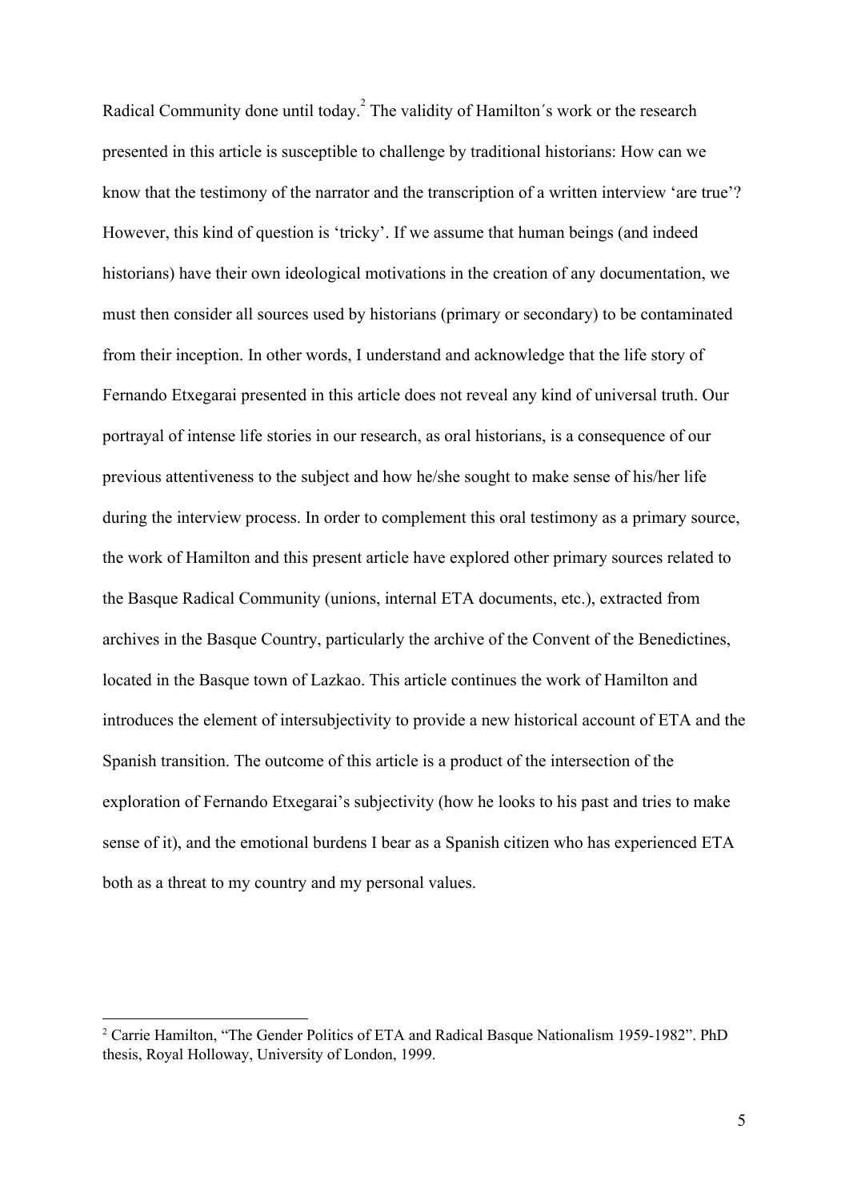Radical Community done until today.[2] The validity of Hamilton´s work or the research presented in this article is susceptible to challenge by traditional historians: How can we know that the testimony of the narrator and the transcription of a written interview 'are true'? However, this kind of question is 'tricky'. If we assume that human beings (and indeed historians) have their own ideological motivations in the creation of any documentation, we must then consider all sources used by historians (primary or secondary) to be contaminated from their inception. In other words, I understand and acknowledge that the life story of Fernando Etxegarai presented in this article does not reveal any kind of universal truth. Our portrayal of intense life stories in our research, as oral historians, is a consequence of our previous attentiveness to the subject and how he/she sought to make sense of his/her life during the interview process. In order to complement this oral testimony as a primary source, the work of Hamilton and this present article have explored other primary sources related to the Basque Radical Community (unions, internal ETA documents, etc.), extracted from archives in the Basque Country, particularly the archive of the Convent of the Benedictines, located in the Basque town of Lazkao. This article continues the work of Hamilton and introduces the element of intersubjectivity to provide a new historical account of ETA and the Spanish transition. The outcome of this article is a product of the intersection of the exploration of Fernando Etxegarai's subjectivity (how he looks to his past and tries to make sense of it), and the emotional burdens I bear as a Spanish citizen who has experienced ETA both as a threat to my country and my personal values.

---

[2] Carrie Hamilton, "The Gender Politics of ETA and Radical Basque Nationalism 1959-1982". PhD thesis, Royal Holloway, University of London, 1999.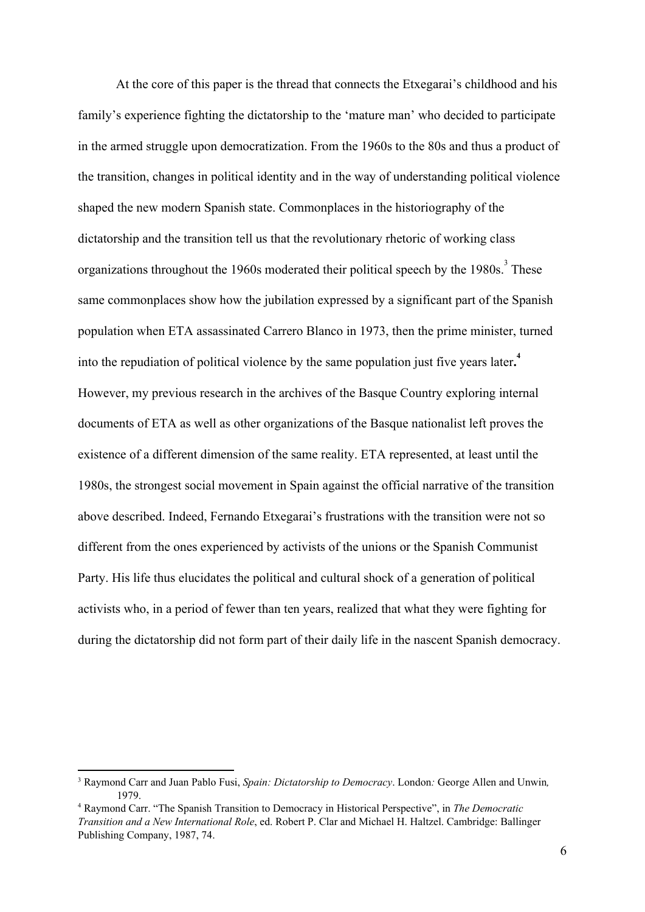At the core of this paper is the thread that connects the Etxegarai's childhood and his family's experience fighting the dictatorship to the 'mature man' who decided to participate in the armed struggle upon democratization. From the 1960s to the 80s and thus a product of the transition, changes in political identity and in the way of understanding political violence shaped the new modern Spanish state. Commonplaces in the historiography of the dictatorship and the transition tell us that the revolutionary rhetoric of working class organizations throughout the 1960s moderated their political speech by the 1980s.[3] These same commonplaces show how the jubilation expressed by a significant part of the Spanish population when ETA assassinated Carrero Blanco in 1973, then the prime minister, turned into the repudiation of political violence by the same population just five years later**.**[4] However, my previous research in the archives of the Basque Country exploring internal documents of ETA as well as other organizations of the Basque nationalist left proves the existence of a different dimension of the same reality. ETA represented, at least until the 1980s, the strongest social movement in Spain against the official narrative of the transition above described. Indeed, Fernando Etxegarai's frustrations with the transition were not so different from the ones experienced by activists of the unions or the Spanish Communist Party. His life thus elucidates the political and cultural shock of a generation of political activists who, in a period of fewer than ten years, realized that what they were fighting for during the dictatorship did not form part of their daily life in the nascent Spanish democracy.

---

[3] Raymond Carr and Juan Pablo Fusi, *Spain: Dictatorship to Democracy*. London*:* George Allen and Unwin*,* 1979.

[4] Raymond Carr. "The Spanish Transition to Democracy in Historical Perspective", in *The Democratic Transition and a New International Role*, ed. Robert P. Clar and Michael H. Haltzel. Cambridge: Ballinger Publishing Company, 1987, 74.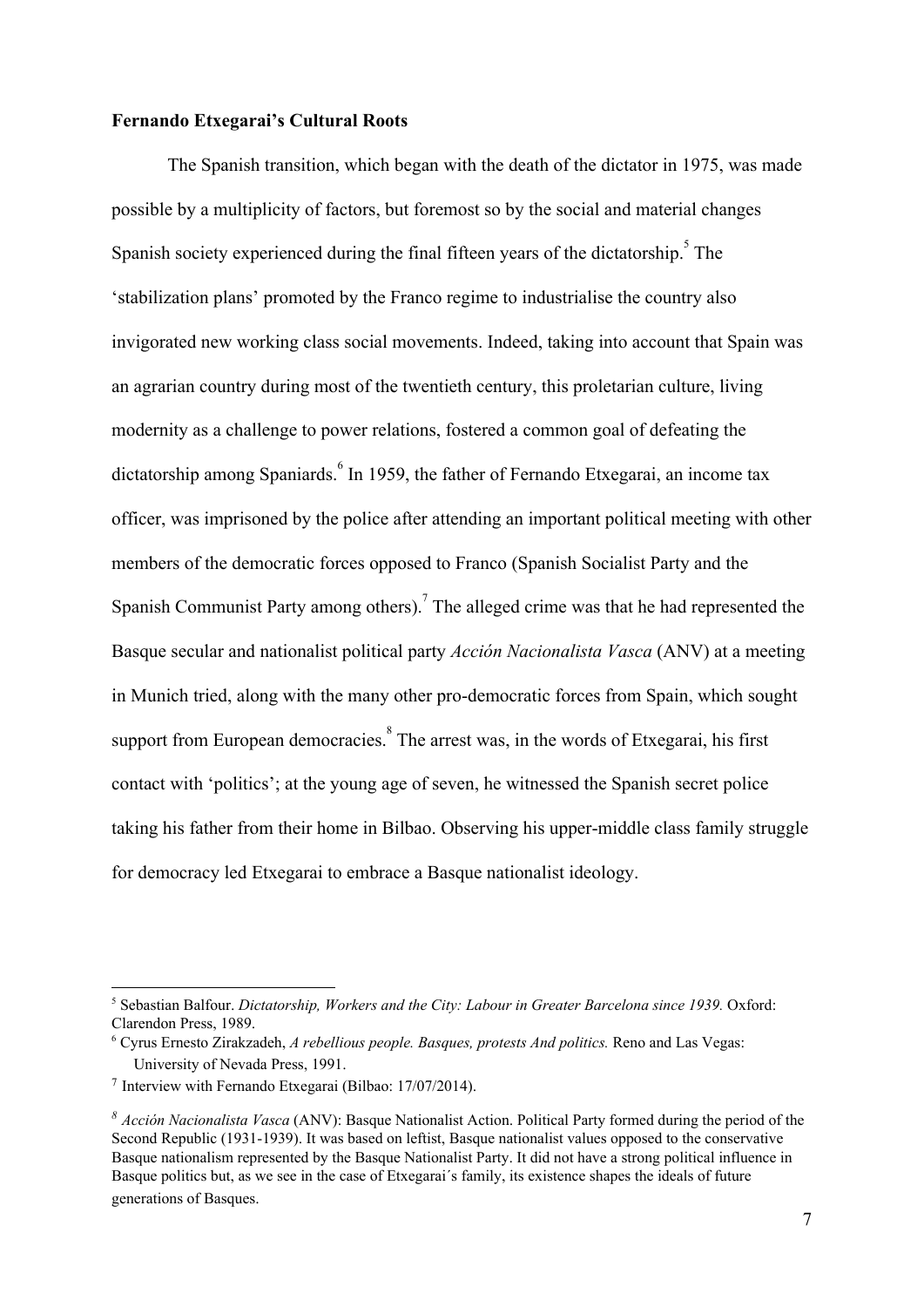**Fernando Etxegarai's Cultural Roots**

The Spanish transition, which began with the death of the dictator in 1975, was made possible by a multiplicity of factors, but foremost so by the social and material changes Spanish society experienced during the final fifteen years of the dictatorship.[5] The 'stabilization plans' promoted by the Franco regime to industrialise the country also invigorated new working class social movements. Indeed, taking into account that Spain was an agrarian country during most of the twentieth century, this proletarian culture, living modernity as a challenge to power relations, fostered a common goal of defeating the dictatorship among Spaniards.[6] In 1959, the father of Fernando Etxegarai, an income tax officer, was imprisoned by the police after attending an important political meeting with other members of the democratic forces opposed to Franco (Spanish Socialist Party and the Spanish Communist Party among others).[7] The alleged crime was that he had represented the Basque secular and nationalist political party *Acción Nacionalista Vasca* (ANV) at a meeting in Munich tried, along with the many other pro-democratic forces from Spain, which sought support from European democracies.[8] The arrest was, in the words of Etxegarai, his first contact with 'politics'; at the young age of seven, he witnessed the Spanish secret police taking his father from their home in Bilbao. Observing his upper-middle class family struggle for democracy led Etxegarai to embrace a Basque nationalist ideology.

---

[5] Sebastian Balfour. *Dictatorship, Workers and the City: Labour in Greater Barcelona since 1939.* Oxford: Clarendon Press, 1989.

[6] Cyrus Ernesto Zirakzadeh, *A rebellious people. Basques, protests And politics.* Reno and Las Vegas: University of Nevada Press, 1991.

[7] Interview with Fernando Etxegarai (Bilbao: 17/07/2014).

[8] *Acción Nacionalista Vasca* (ANV): Basque Nationalist Action. Political Party formed during the period of the Second Republic (1931-1939). It was based on leftist, Basque nationalist values opposed to the conservative Basque nationalism represented by the Basque Nationalist Party. It did not have a strong political influence in Basque politics but, as we see in the case of Etxegarai´s family, its existence shapes the ideals of future generations of Basques.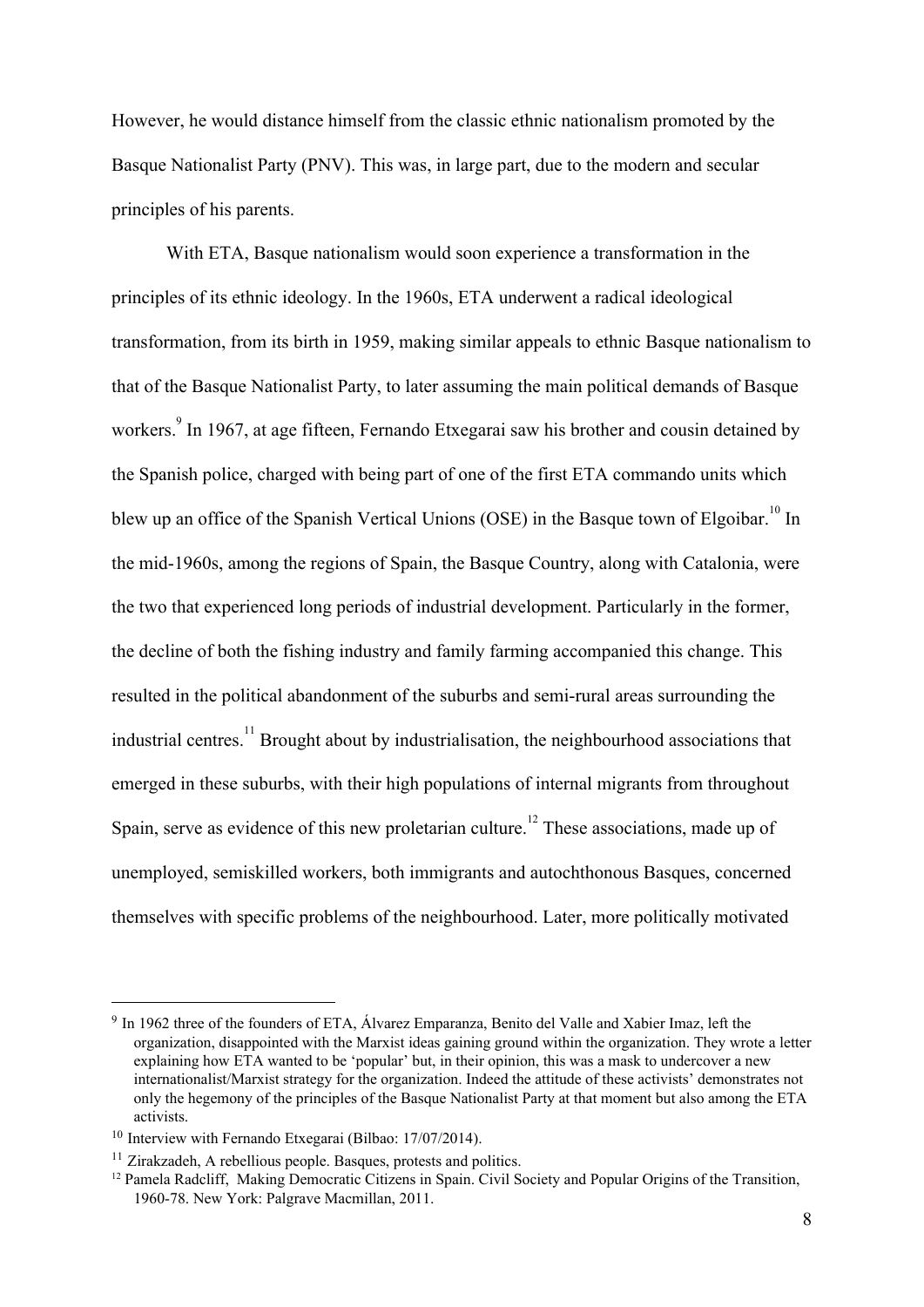However, he would distance himself from the classic ethnic nationalism promoted by the Basque Nationalist Party (PNV). This was, in large part, due to the modern and secular principles of his parents.

With ETA, Basque nationalism would soon experience a transformation in the principles of its ethnic ideology. In the 1960s, ETA underwent a radical ideological transformation, from its birth in 1959, making similar appeals to ethnic Basque nationalism to that of the Basque Nationalist Party, to later assuming the main political demands of Basque workers.[9] In 1967, at age fifteen, Fernando Etxegarai saw his brother and cousin detained by the Spanish police, charged with being part of one of the first ETA commando units which blew up an office of the Spanish Vertical Unions (OSE) in the Basque town of Elgoibar.[10] In the mid-1960s, among the regions of Spain, the Basque Country, along with Catalonia, were the two that experienced long periods of industrial development. Particularly in the former, the decline of both the fishing industry and family farming accompanied this change. This resulted in the political abandonment of the suburbs and semi-rural areas surrounding the industrial centres.[11] Brought about by industrialisation, the neighbourhood associations that emerged in these suburbs, with their high populations of internal migrants from throughout Spain, serve as evidence of this new proletarian culture.[12] These associations, made up of unemployed, semiskilled workers, both immigrants and autochthonous Basques, concerned themselves with specific problems of the neighbourhood. Later, more politically motivated

[9] In 1962 three of the founders of ETA, Álvarez Emparanza, Benito del Valle and Xabier Imaz, left the organization, disappointed with the Marxist ideas gaining ground within the organization. They wrote a letter explaining how ETA wanted to be 'popular' but, in their opinion, this was a mask to undercover a new internationalist/Marxist strategy for the organization. Indeed the attitude of these activists' demonstrates not only the hegemony of the principles of the Basque Nationalist Party at that moment but also among the ETA activists.

[10] Interview with Fernando Etxegarai (Bilbao: 17/07/2014).

[11] Zirakzadeh, A rebellious people. Basques, protests and politics.

[12] Pamela Radcliff, Making Democratic Citizens in Spain. Civil Society and Popular Origins of the Transition, 1960-78. New York: Palgrave Macmillan, 2011.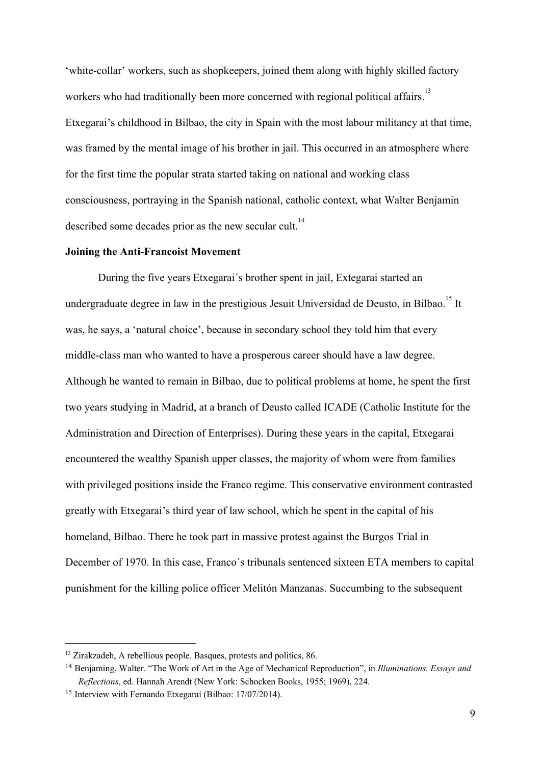'white-collar' workers, such as shopkeepers, joined them along with highly skilled factory workers who had traditionally been more concerned with regional political affairs.[13] Etxegarai's childhood in Bilbao, the city in Spain with the most labour militancy at that time, was framed by the mental image of his brother in jail. This occurred in an atmosphere where for the first time the popular strata started taking on national and working class consciousness, portraying in the Spanish national, catholic context, what Walter Benjamin described some decades prior as the new secular cult.[14]

**Joining the Anti-Francoist Movement**

During the five years Etxegarai´s brother spent in jail, Extegarai started an undergraduate degree in law in the prestigious Jesuit Universidad de Deusto, in Bilbao.[15] It was, he says, a 'natural choice', because in secondary school they told him that every middle-class man who wanted to have a prosperous career should have a law degree. Although he wanted to remain in Bilbao, due to political problems at home, he spent the first two years studying in Madrid, at a branch of Deusto called ICADE (Catholic Institute for the Administration and Direction of Enterprises). During these years in the capital, Etxegarai encountered the wealthy Spanish upper classes, the majority of whom were from families with privileged positions inside the Franco regime. This conservative environment contrasted greatly with Etxegarai's third year of law school, which he spent in the capital of his homeland, Bilbao. There he took part in massive protest against the Burgos Trial in December of 1970. In this case, Franco´s tribunals sentenced sixteen ETA members to capital punishment for the killing police officer Melitón Manzanas. Succumbing to the subsequent

---

[13] Zirakzadeh, A rebellious people. Basques, protests and politics, 86.

[14] Benjaming, Walter. "The Work of Art in the Age of Mechanical Reproduction", in *Illuminations. Essays and Reflections*, ed. Hannah Arendt (New York: Schocken Books, 1955; 1969), 224.

[15] Interview with Fernando Etxegarai (Bilbao: 17/07/2014).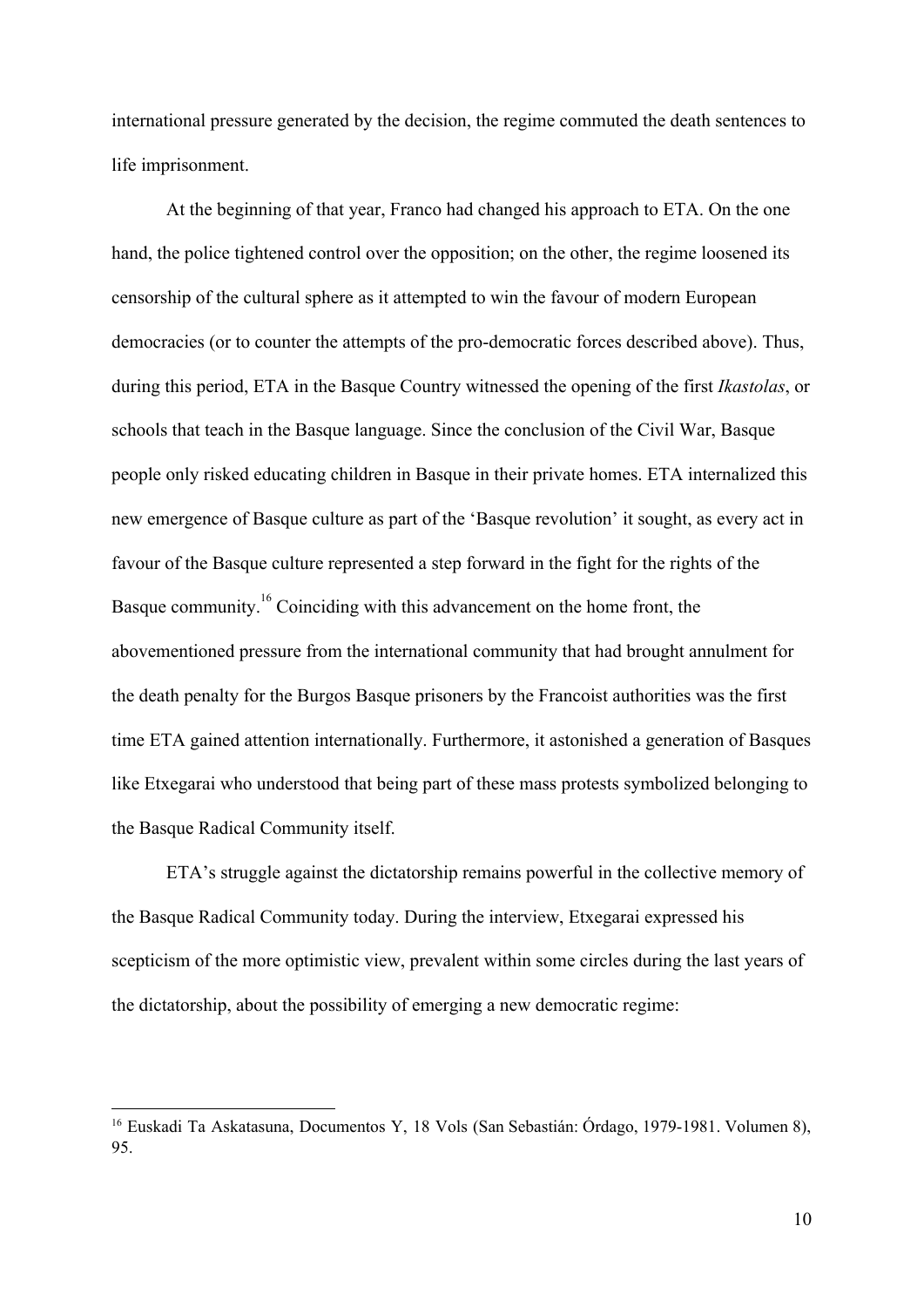international pressure generated by the decision, the regime commuted the death sentences to life imprisonment.

At the beginning of that year, Franco had changed his approach to ETA. On the one hand, the police tightened control over the opposition; on the other, the regime loosened its censorship of the cultural sphere as it attempted to win the favour of modern European democracies (or to counter the attempts of the pro-democratic forces described above). Thus, during this period, ETA in the Basque Country witnessed the opening of the first *Ikastolas*, or schools that teach in the Basque language. Since the conclusion of the Civil War, Basque people only risked educating children in Basque in their private homes. ETA internalized this new emergence of Basque culture as part of the 'Basque revolution' it sought, as every act in favour of the Basque culture represented a step forward in the fight for the rights of the Basque community.[16] Coinciding with this advancement on the home front, the abovementioned pressure from the international community that had brought annulment for the death penalty for the Burgos Basque prisoners by the Francoist authorities was the first time ETA gained attention internationally. Furthermore, it astonished a generation of Basques like Etxegarai who understood that being part of these mass protests symbolized belonging to the Basque Radical Community itself.

ETA's struggle against the dictatorship remains powerful in the collective memory of the Basque Radical Community today. During the interview, Etxegarai expressed his scepticism of the more optimistic view, prevalent within some circles during the last years of the dictatorship, about the possibility of emerging a new democratic regime:

---

[16] Euskadi Ta Askatasuna, Documentos Y, 18 Vols (San Sebastián: Órdago, 1979-1981. Volumen 8), 95.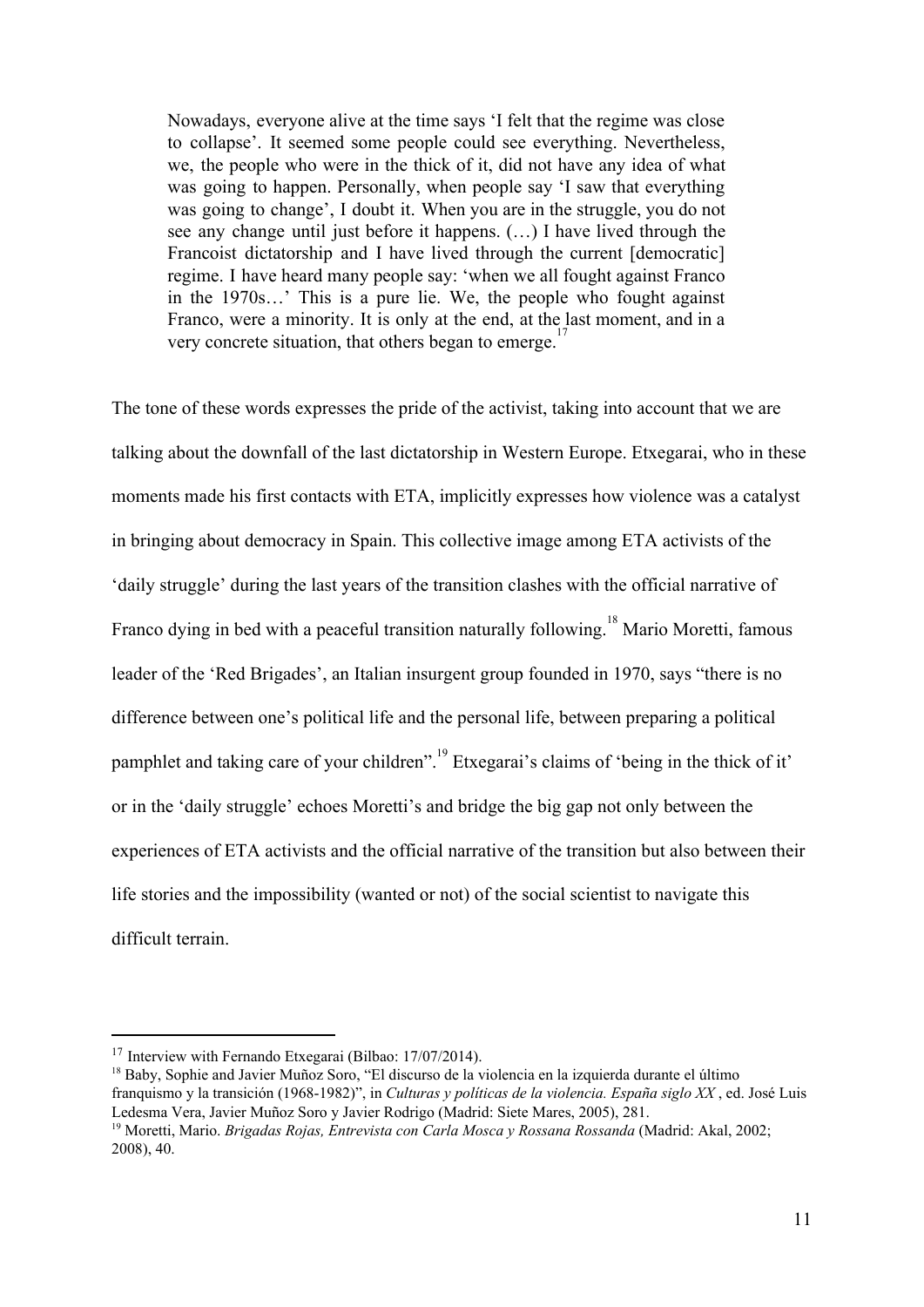> Nowadays, everyone alive at the time says 'I felt that the regime was close to collapse'. It seemed some people could see everything. Nevertheless, we, the people who were in the thick of it, did not have any idea of what was going to happen. Personally, when people say 'I saw that everything was going to change', I doubt it. When you are in the struggle, you do not see any change until just before it happens. (…) I have lived through the Francoist dictatorship and I have lived through the current [democratic] regime. I have heard many people say: 'when we all fought against Franco in the 1970s…' This is a pure lie. We, the people who fought against Franco, were a minority. It is only at the end, at the last moment, and in a very concrete situation, that others began to emerge.[17]

The tone of these words expresses the pride of the activist, taking into account that we are talking about the downfall of the last dictatorship in Western Europe. Etxegarai, who in these moments made his first contacts with ETA, implicitly expresses how violence was a catalyst in bringing about democracy in Spain. This collective image among ETA activists of the 'daily struggle' during the last years of the transition clashes with the official narrative of Franco dying in bed with a peaceful transition naturally following.[18] Mario Moretti, famous leader of the 'Red Brigades', an Italian insurgent group founded in 1970, says "there is no difference between one's political life and the personal life, between preparing a political pamphlet and taking care of your children".[19] Etxegarai's claims of 'being in the thick of it' or in the 'daily struggle' echoes Moretti's and bridge the big gap not only between the experiences of ETA activists and the official narrative of the transition but also between their life stories and the impossibility (wanted or not) of the social scientist to navigate this difficult terrain.

---

[17] Interview with Fernando Etxegarai (Bilbao: 17/07/2014).

[18] Baby, Sophie and Javier Muñoz Soro, "El discurso de la violencia en la izquierda durante el último franquismo y la transición (1968-1982)", in *Culturas y políticas de la violencia. España siglo XX* , ed. José Luis Ledesma Vera, Javier Muñoz Soro y Javier Rodrigo (Madrid: Siete Mares, 2005), 281.

[19] Moretti, Mario. *Brigadas Rojas, Entrevista con Carla Mosca y Rossana Rossanda* (Madrid: Akal, 2002; 2008), 40.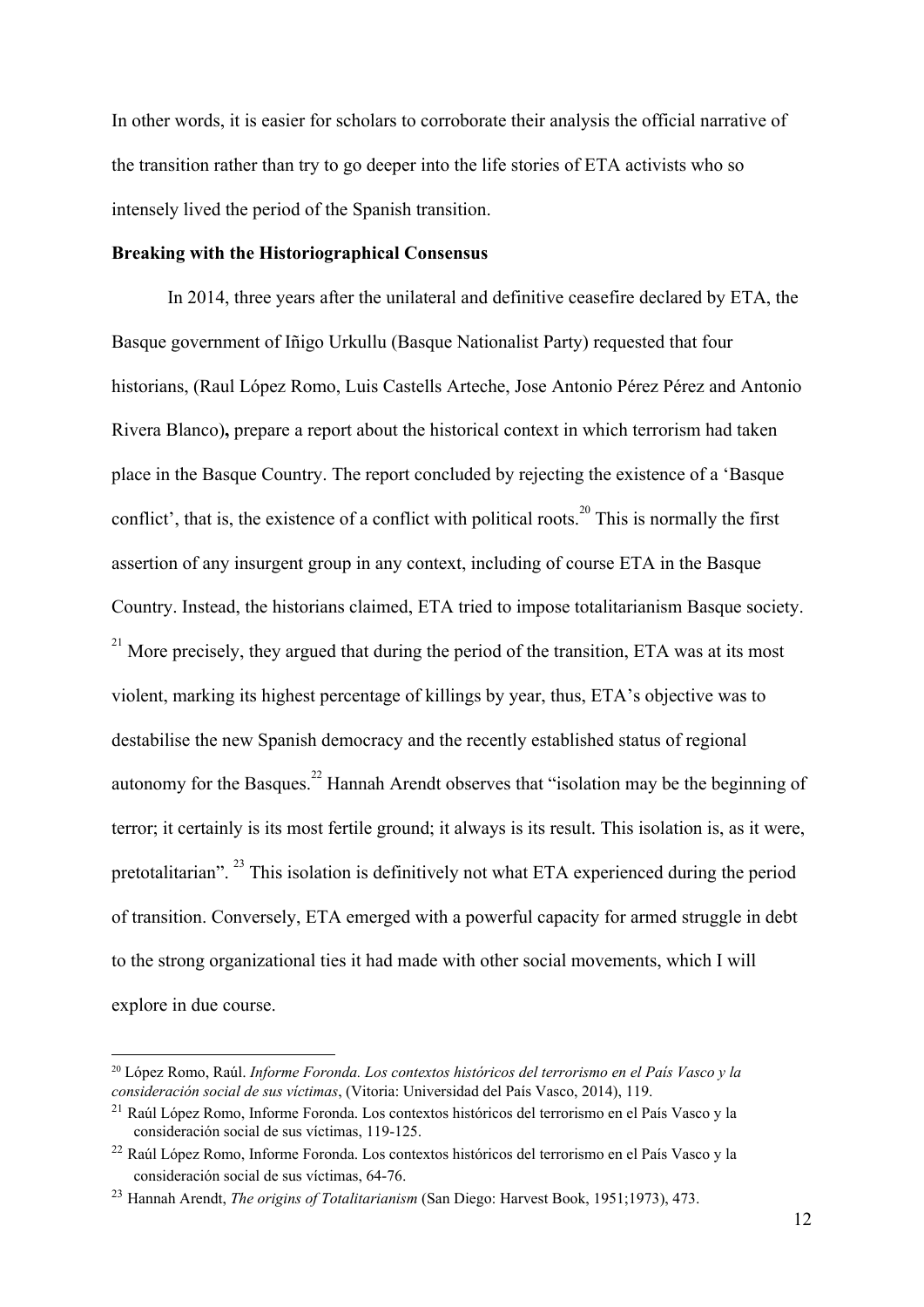In other words, it is easier for scholars to corroborate their analysis the official narrative of the transition rather than try to go deeper into the life stories of ETA activists who so intensely lived the period of the Spanish transition.

**Breaking with the Historiographical Consensus**

In 2014, three years after the unilateral and definitive ceasefire declared by ETA, the Basque government of Iñigo Urkullu (Basque Nationalist Party) requested that four historians, (Raul López Romo, Luis Castells Arteche, Jose Antonio Pérez Pérez and Antonio Rivera Blanco)**,** prepare a report about the historical context in which terrorism had taken place in the Basque Country. The report concluded by rejecting the existence of a 'Basque conflict', that is, the existence of a conflict with political roots.[20] This is normally the first assertion of any insurgent group in any context, including of course ETA in the Basque Country. Instead, the historians claimed, ETA tried to impose totalitarianism Basque society. [21] More precisely, they argued that during the period of the transition, ETA was at its most violent, marking its highest percentage of killings by year, thus, ETA's objective was to destabilise the new Spanish democracy and the recently established status of regional autonomy for the Basques.[22] Hannah Arendt observes that "isolation may be the beginning of terror; it certainly is its most fertile ground; it always is its result. This isolation is, as it were, pretotalitarian". [23] This isolation is definitively not what ETA experienced during the period of transition. Conversely, ETA emerged with a powerful capacity for armed struggle in debt to the strong organizational ties it had made with other social movements, which I will explore in due course.

---

[20] López Romo, Raúl. *Informe Foronda. Los contextos históricos del terrorismo en el País Vasco y la consideración social de sus víctimas*, (Vitoria: Universidad del País Vasco, 2014), 119.

[21] Raúl López Romo, Informe Foronda. Los contextos históricos del terrorismo en el País Vasco y la consideración social de sus víctimas, 119-125.

[22] Raúl López Romo, Informe Foronda. Los contextos históricos del terrorismo en el País Vasco y la consideración social de sus víctimas, 64-76.

[23] Hannah Arendt, *The origins of Totalitarianism* (San Diego: Harvest Book, 1951;1973), 473.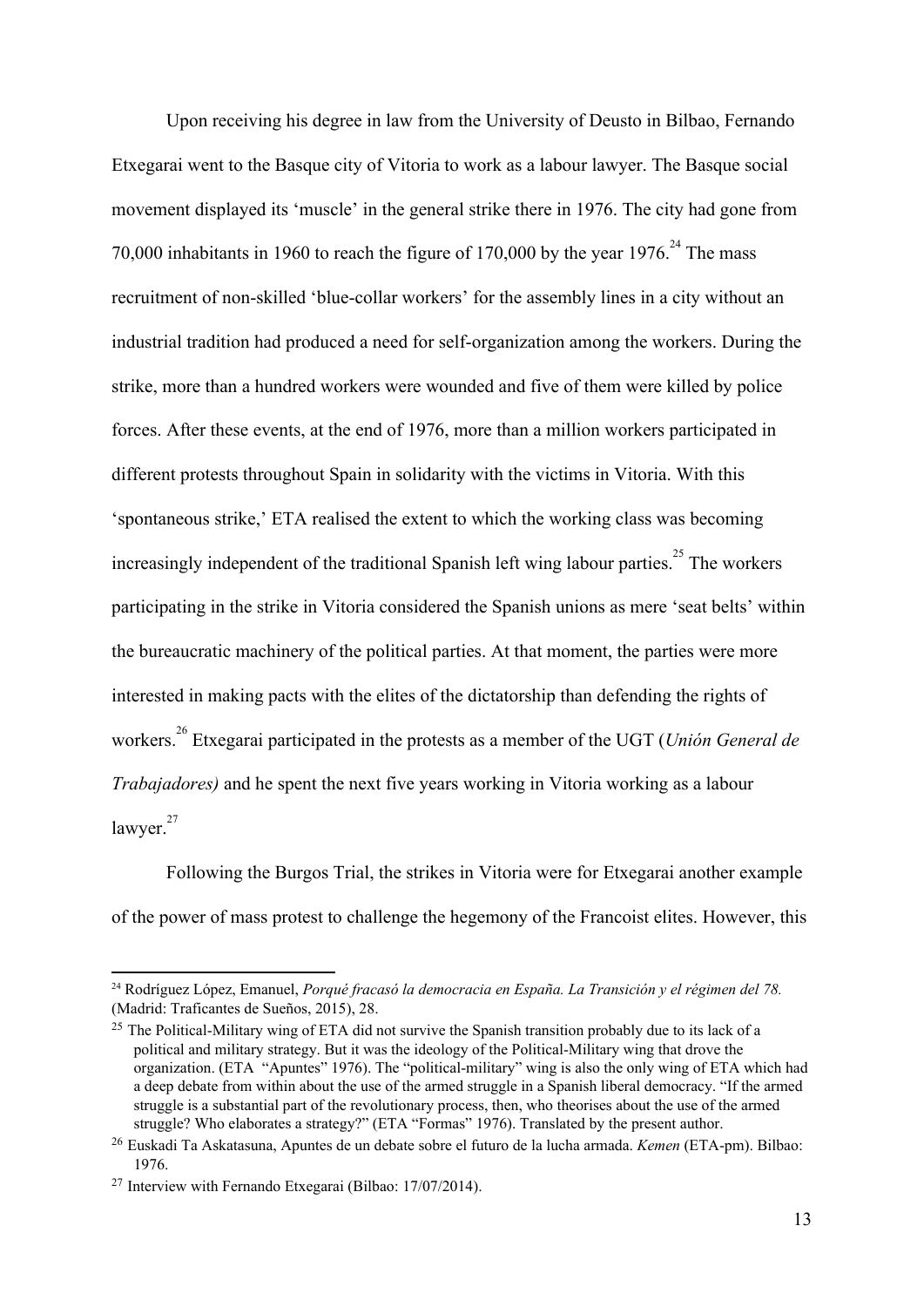Upon receiving his degree in law from the University of Deusto in Bilbao, Fernando Etxegarai went to the Basque city of Vitoria to work as a labour lawyer. The Basque social movement displayed its 'muscle' in the general strike there in 1976. The city had gone from 70,000 inhabitants in 1960 to reach the figure of 170,000 by the year 1976.[24] The mass recruitment of non-skilled 'blue-collar workers' for the assembly lines in a city without an industrial tradition had produced a need for self-organization among the workers. During the strike, more than a hundred workers were wounded and five of them were killed by police forces. After these events, at the end of 1976, more than a million workers participated in different protests throughout Spain in solidarity with the victims in Vitoria. With this 'spontaneous strike,' ETA realised the extent to which the working class was becoming increasingly independent of the traditional Spanish left wing labour parties.[25] The workers participating in the strike in Vitoria considered the Spanish unions as mere 'seat belts' within the bureaucratic machinery of the political parties. At that moment, the parties were more interested in making pacts with the elites of the dictatorship than defending the rights of workers.[26] Etxegarai participated in the protests as a member of the UGT (*Unión General de Trabajadores)* and he spent the next five years working in Vitoria working as a labour lawyer.[27]

Following the Burgos Trial, the strikes in Vitoria were for Etxegarai another example of the power of mass protest to challenge the hegemony of the Francoist elites. However, this

---

[24] Rodríguez López, Emanuel, *Porqué fracasó la democracia en España. La Transición y el régimen del 78.* (Madrid: Traficantes de Sueños, 2015), 28.

[25] The Political-Military wing of ETA did not survive the Spanish transition probably due to its lack of a political and military strategy. But it was the ideology of the Political-Military wing that drove the organization. (ETA "Apuntes" 1976). The "political-military" wing is also the only wing of ETA which had a deep debate from within about the use of the armed struggle in a Spanish liberal democracy. "If the armed struggle is a substantial part of the revolutionary process, then, who theorises about the use of the armed struggle? Who elaborates a strategy?" (ETA "Formas" 1976). Translated by the present author.

[26] Euskadi Ta Askatasuna, Apuntes de un debate sobre el futuro de la lucha armada. *Kemen* (ETA-pm). Bilbao: 1976.

[27] Interview with Fernando Etxegarai (Bilbao: 17/07/2014).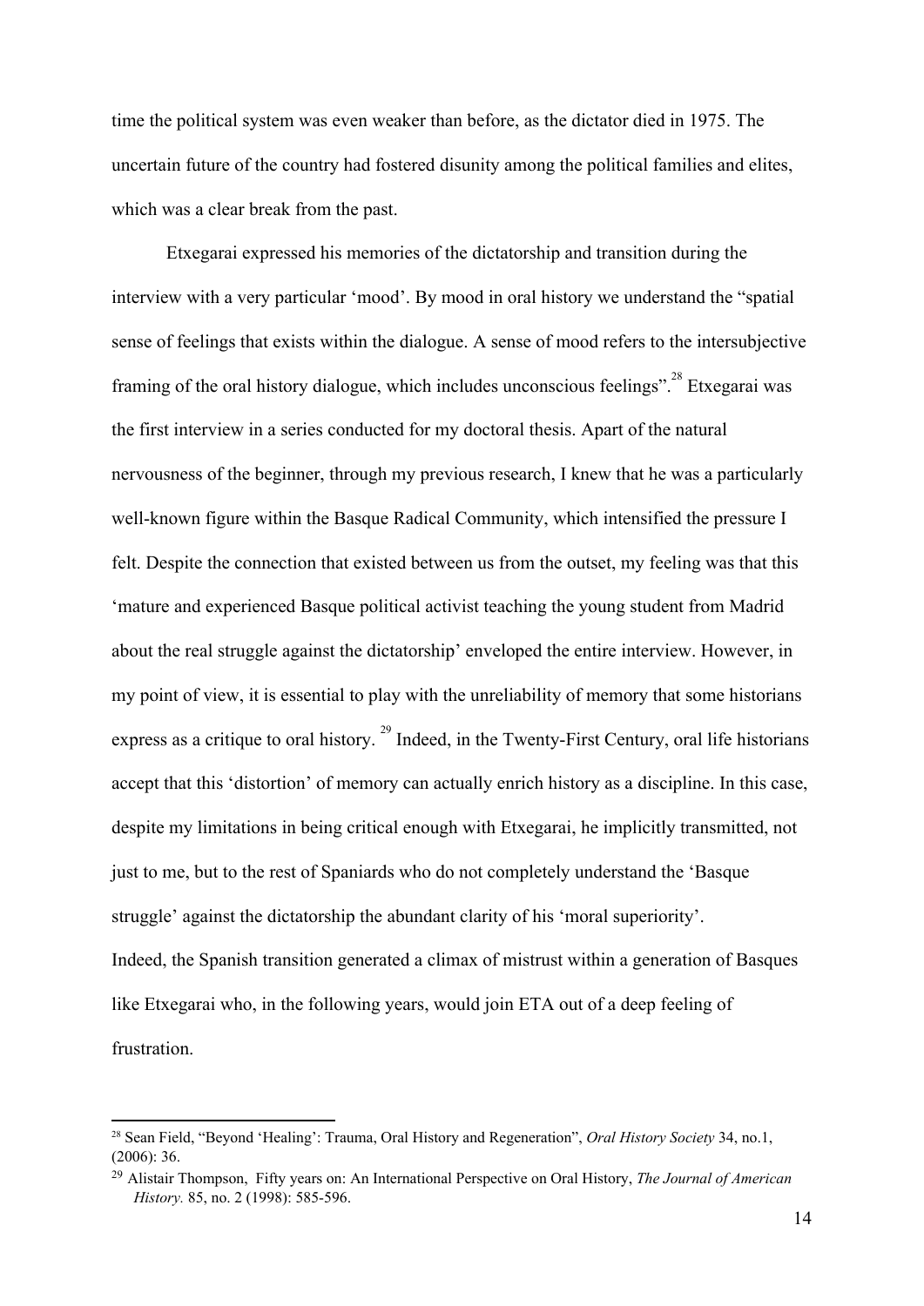time the political system was even weaker than before, as the dictator died in 1975. The uncertain future of the country had fostered disunity among the political families and elites, which was a clear break from the past.

Etxegarai expressed his memories of the dictatorship and transition during the interview with a very particular 'mood'. By mood in oral history we understand the "spatial sense of feelings that exists within the dialogue. A sense of mood refers to the intersubjective framing of the oral history dialogue, which includes unconscious feelings".[28] Etxegarai was the first interview in a series conducted for my doctoral thesis. Apart of the natural nervousness of the beginner, through my previous research, I knew that he was a particularly well-known figure within the Basque Radical Community, which intensified the pressure I felt. Despite the connection that existed between us from the outset, my feeling was that this 'mature and experienced Basque political activist teaching the young student from Madrid about the real struggle against the dictatorship' enveloped the entire interview. However, in my point of view, it is essential to play with the unreliability of memory that some historians express as a critique to oral history. [29] Indeed, in the Twenty-First Century, oral life historians accept that this 'distortion' of memory can actually enrich history as a discipline. In this case, despite my limitations in being critical enough with Etxegarai, he implicitly transmitted, not just to me, but to the rest of Spaniards who do not completely understand the 'Basque struggle' against the dictatorship the abundant clarity of his 'moral superiority'.
Indeed, the Spanish transition generated a climax of mistrust within a generation of Basques like Etxegarai who, in the following years, would join ETA out of a deep feeling of frustration.

---

[28] Sean Field, "Beyond 'Healing': Trauma, Oral History and Regeneration", *Oral History Society* 34, no.1, (2006): 36.

[29] Alistair Thompson, Fifty years on: An International Perspective on Oral History, *The Journal of American History.* 85, no. 2 (1998): 585-596.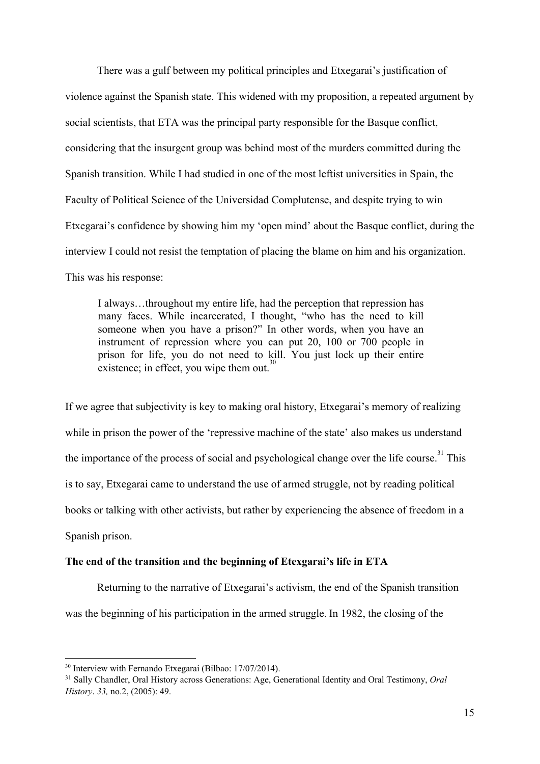There was a gulf between my political principles and Etxegarai's justification of violence against the Spanish state. This widened with my proposition, a repeated argument by social scientists, that ETA was the principal party responsible for the Basque conflict, considering that the insurgent group was behind most of the murders committed during the Spanish transition. While I had studied in one of the most leftist universities in Spain, the Faculty of Political Science of the Universidad Complutense, and despite trying to win Etxegarai's confidence by showing him my 'open mind' about the Basque conflict, during the interview I could not resist the temptation of placing the blame on him and his organization. This was his response:

> I always…throughout my entire life, had the perception that repression has many faces. While incarcerated, I thought, "who has the need to kill someone when you have a prison?" In other words, when you have an instrument of repression where you can put 20, 100 or 700 people in prison for life, you do not need to kill. You just lock up their entire existence; in effect, you wipe them out.[30]

If we agree that subjectivity is key to making oral history, Etxegarai's memory of realizing while in prison the power of the 'repressive machine of the state' also makes us understand the importance of the process of social and psychological change over the life course.[31] This is to say, Etxegarai came to understand the use of armed struggle, not by reading political books or talking with other activists, but rather by experiencing the absence of freedom in a Spanish prison.

**The end of the transition and the beginning of Etexgarai's life in ETA**

Returning to the narrative of Etxegarai's activism, the end of the Spanish transition was the beginning of his participation in the armed struggle. In 1982, the closing of the

---

[30] Interview with Fernando Etxegarai (Bilbao: 17/07/2014).

[31] Sally Chandler, Oral History across Generations: Age, Generational Identity and Oral Testimony, *Oral History*. *33,* no.2, (2005): 49.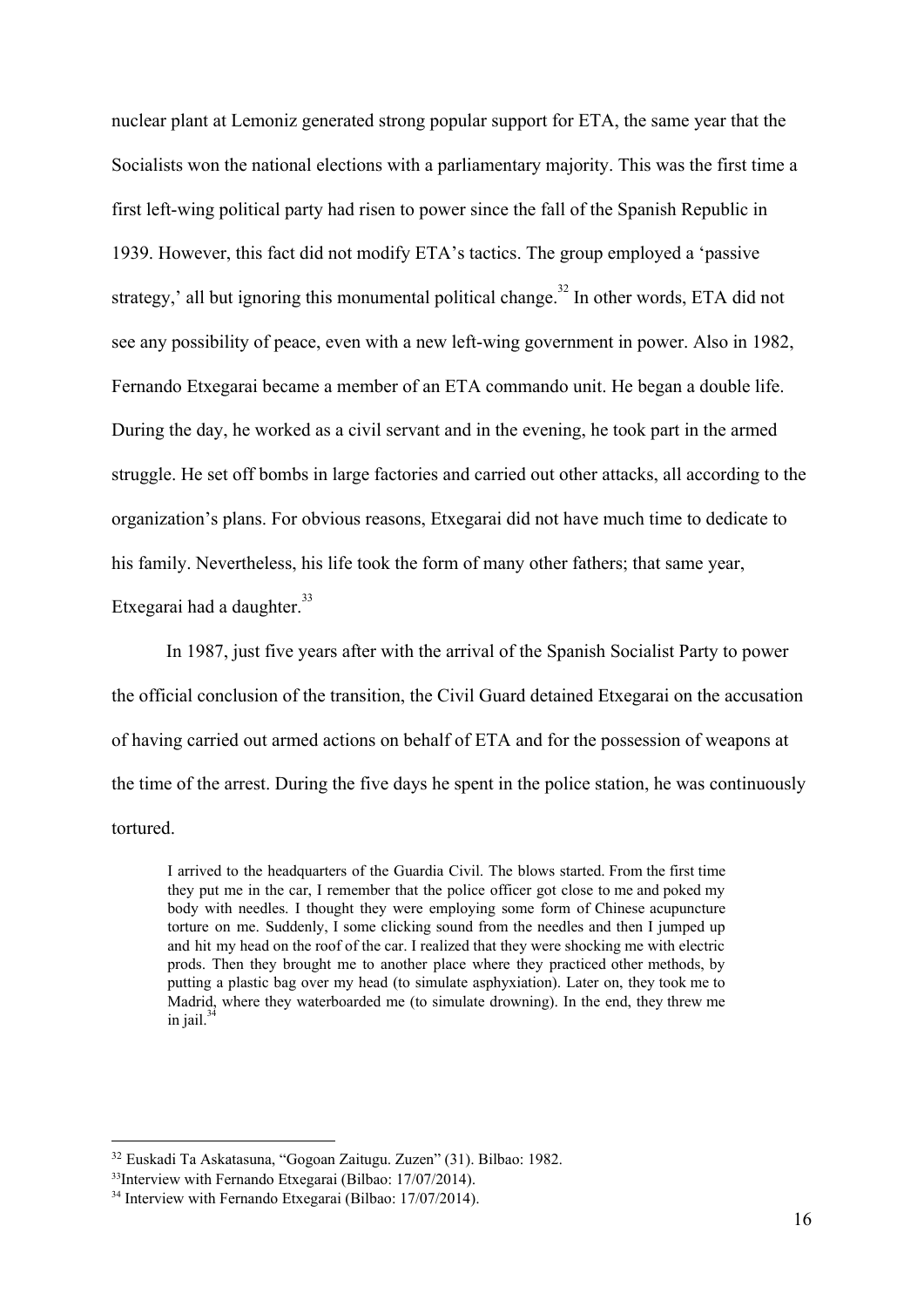nuclear plant at Lemoniz generated strong popular support for ETA, the same year that the Socialists won the national elections with a parliamentary majority. This was the first time a first left-wing political party had risen to power since the fall of the Spanish Republic in 1939. However, this fact did not modify ETA's tactics. The group employed a 'passive strategy,' all but ignoring this monumental political change.[32] In other words, ETA did not see any possibility of peace, even with a new left-wing government in power. Also in 1982, Fernando Etxegarai became a member of an ETA commando unit. He began a double life. During the day, he worked as a civil servant and in the evening, he took part in the armed struggle. He set off bombs in large factories and carried out other attacks, all according to the organization's plans. For obvious reasons, Etxegarai did not have much time to dedicate to his family. Nevertheless, his life took the form of many other fathers; that same year, Etxegarai had a daughter.[33]

In 1987, just five years after with the arrival of the Spanish Socialist Party to power the official conclusion of the transition, the Civil Guard detained Etxegarai on the accusation of having carried out armed actions on behalf of ETA and for the possession of weapons at the time of the arrest. During the five days he spent in the police station, he was continuously tortured.

> I arrived to the headquarters of the Guardia Civil. The blows started. From the first time they put me in the car, I remember that the police officer got close to me and poked my body with needles. I thought they were employing some form of Chinese acupuncture torture on me. Suddenly, I some clicking sound from the needles and then I jumped up and hit my head on the roof of the car. I realized that they were shocking me with electric prods. Then they brought me to another place where they practiced other methods, by putting a plastic bag over my head (to simulate asphyxiation). Later on, they took me to Madrid, where they waterboarded me (to simulate drowning). In the end, they threw me in jail.[34]

---

[32] Euskadi Ta Askatasuna, "Gogoan Zaitugu. Zuzen" (31). Bilbao: 1982.

[33] Interview with Fernando Etxegarai (Bilbao: 17/07/2014).

[34] Interview with Fernando Etxegarai (Bilbao: 17/07/2014).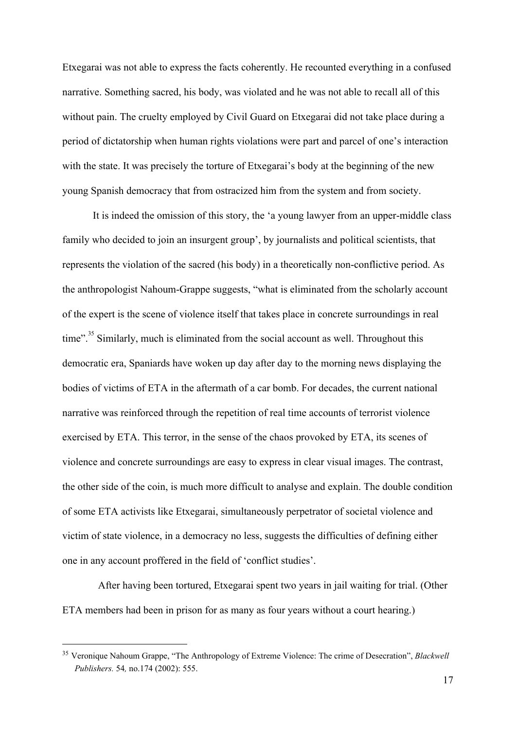Etxegarai was not able to express the facts coherently. He recounted everything in a confused narrative. Something sacred, his body, was violated and he was not able to recall all of this without pain. The cruelty employed by Civil Guard on Etxegarai did not take place during a period of dictatorship when human rights violations were part and parcel of one's interaction with the state. It was precisely the torture of Etxegarai's body at the beginning of the new young Spanish democracy that from ostracized him from the system and from society.

It is indeed the omission of this story, the 'a young lawyer from an upper-middle class family who decided to join an insurgent group', by journalists and political scientists, that represents the violation of the sacred (his body) in a theoretically non-conflictive period. As the anthropologist Nahoum-Grappe suggests, "what is eliminated from the scholarly account of the expert is the scene of violence itself that takes place in concrete surroundings in real time".[35] Similarly, much is eliminated from the social account as well. Throughout this democratic era, Spaniards have woken up day after day to the morning news displaying the bodies of victims of ETA in the aftermath of a car bomb. For decades, the current national narrative was reinforced through the repetition of real time accounts of terrorist violence exercised by ETA. This terror, in the sense of the chaos provoked by ETA, its scenes of violence and concrete surroundings are easy to express in clear visual images. The contrast, the other side of the coin, is much more difficult to analyse and explain. The double condition of some ETA activists like Etxegarai, simultaneously perpetrator of societal violence and victim of state violence, in a democracy no less, suggests the difficulties of defining either one in any account proffered in the field of 'conflict studies'.

After having been tortured, Etxegarai spent two years in jail waiting for trial. (Other ETA members had been in prison for as many as four years without a court hearing.)

---

[35] Veronique Nahoum Grappe, "The Anthropology of Extreme Violence: The crime of Desecration", *Blackwell Publishers.* 54*,* no.174 (2002): 555.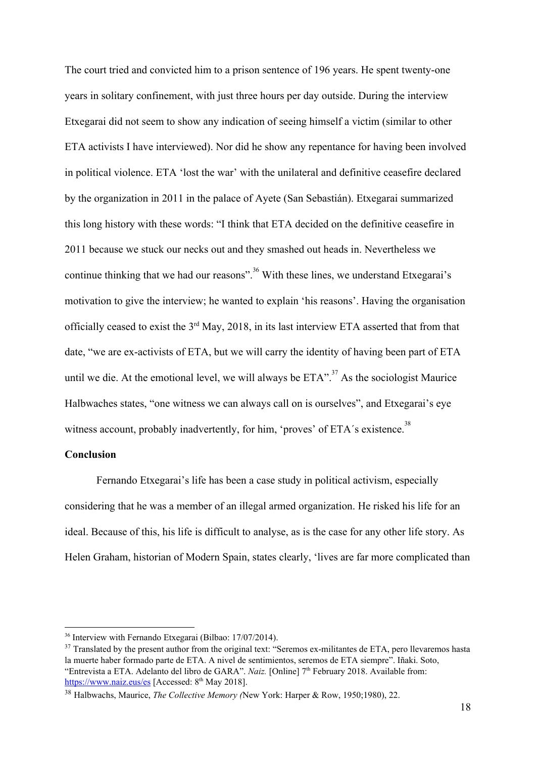The court tried and convicted him to a prison sentence of 196 years. He spent twenty-one years in solitary confinement, with just three hours per day outside. During the interview Etxegarai did not seem to show any indication of seeing himself a victim (similar to other ETA activists I have interviewed). Nor did he show any repentance for having been involved in political violence. ETA 'lost the war' with the unilateral and definitive ceasefire declared by the organization in 2011 in the palace of Ayete (San Sebastián). Etxegarai summarized this long history with these words: "I think that ETA decided on the definitive ceasefire in 2011 because we stuck our necks out and they smashed out heads in. Nevertheless we continue thinking that we had our reasons".[36] With these lines, we understand Etxegarai's motivation to give the interview; he wanted to explain 'his reasons'. Having the organisation officially ceased to exist the 3rd May, 2018, in its last interview ETA asserted that from that date, "we are ex-activists of ETA, but we will carry the identity of having been part of ETA until we die. At the emotional level, we will always be ETA".[37] As the sociologist Maurice Halbwaches states, "one witness we can always call on is ourselves", and Etxegarai's eye witness account, probably inadvertently, for him, 'proves' of ETA´s existence.[38]

**Conclusion**

Fernando Etxegarai's life has been a case study in political activism, especially considering that he was a member of an illegal armed organization. He risked his life for an ideal. Because of this, his life is difficult to analyse, as is the case for any other life story. As Helen Graham, historian of Modern Spain, states clearly, 'lives are far more complicated than

---

[36] Interview with Fernando Etxegarai (Bilbao: 17/07/2014).

[37] Translated by the present author from the original text: "Seremos ex-militantes de ETA, pero llevaremos hasta la muerte haber formado parte de ETA. A nivel de sentimientos, seremos de ETA siempre". Iñaki. Soto, "Entrevista a ETA. Adelanto del libro de GARA". *Naiz.* [Online] 7th February 2018. Available from: https://www.naiz.eus/es [Accessed: 8th May 2018].

[38] Halbwachs, Maurice, *The Collective Memory (*New York: Harper & Row, 1950;1980), 22.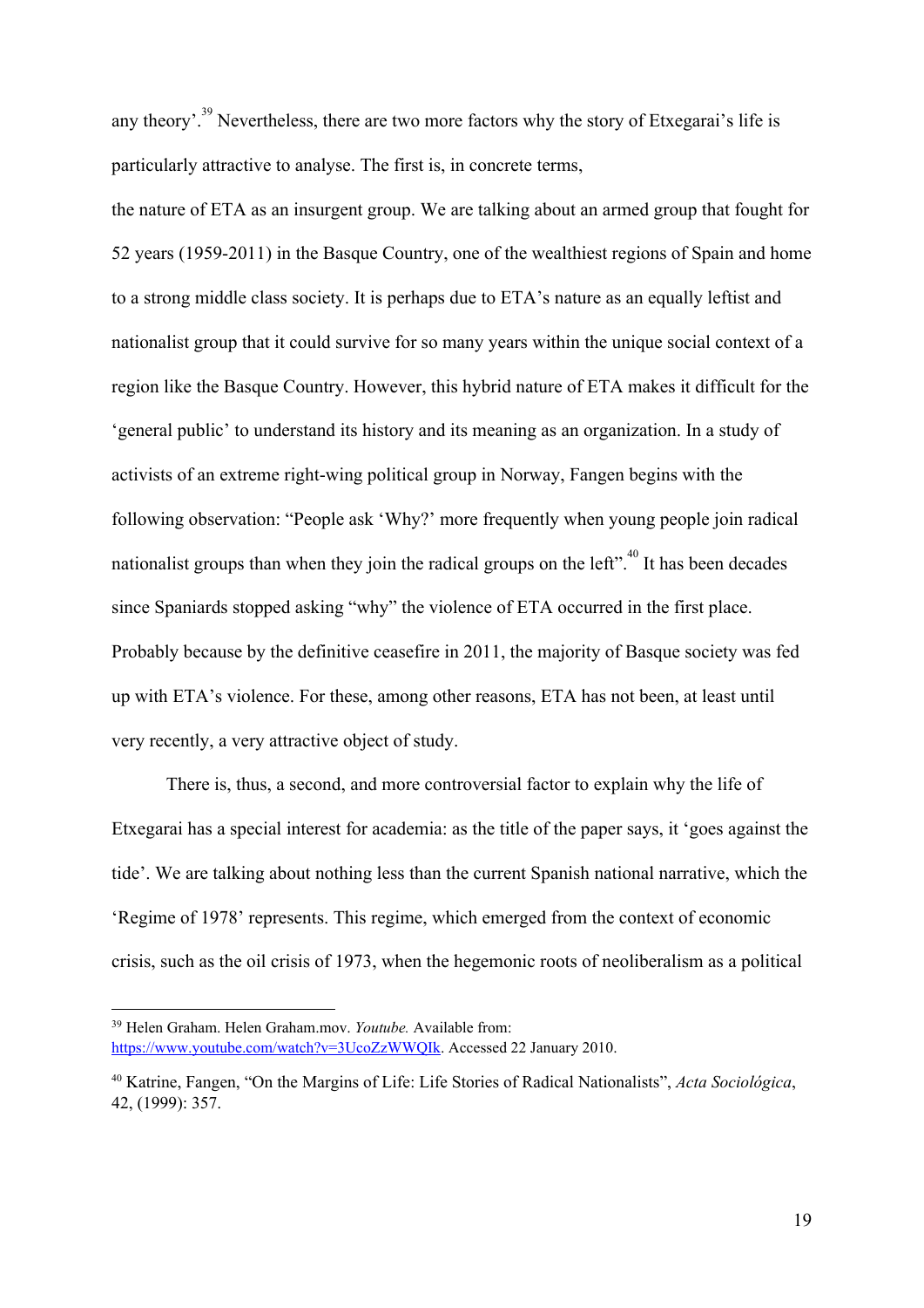any theory'.[39] Nevertheless, there are two more factors why the story of Etxegarai's life is particularly attractive to analyse. The first is, in concrete terms,

the nature of ETA as an insurgent group. We are talking about an armed group that fought for 52 years (1959-2011) in the Basque Country, one of the wealthiest regions of Spain and home to a strong middle class society. It is perhaps due to ETA's nature as an equally leftist and nationalist group that it could survive for so many years within the unique social context of a region like the Basque Country. However, this hybrid nature of ETA makes it difficult for the 'general public' to understand its history and its meaning as an organization. In a study of activists of an extreme right-wing political group in Norway, Fangen begins with the following observation: "People ask 'Why?' more frequently when young people join radical nationalist groups than when they join the radical groups on the left".[40] It has been decades since Spaniards stopped asking "why" the violence of ETA occurred in the first place. Probably because by the definitive ceasefire in 2011, the majority of Basque society was fed up with ETA's violence. For these, among other reasons, ETA has not been, at least until very recently, a very attractive object of study.

There is, thus, a second, and more controversial factor to explain why the life of Etxegarai has a special interest for academia: as the title of the paper says, it 'goes against the tide'. We are talking about nothing less than the current Spanish national narrative, which the 'Regime of 1978' represents. This regime, which emerged from the context of economic crisis, such as the oil crisis of 1973, when the hegemonic roots of neoliberalism as a political

---

[39] Helen Graham. Helen Graham.mov. *Youtube.* Available from: https://www.youtube.com/watch?v=3UcoZzWWQIk. Accessed 22 January 2010.

[40] Katrine, Fangen, "On the Margins of Life: Life Stories of Radical Nationalists", *Acta Sociológica*, 42, (1999): 357.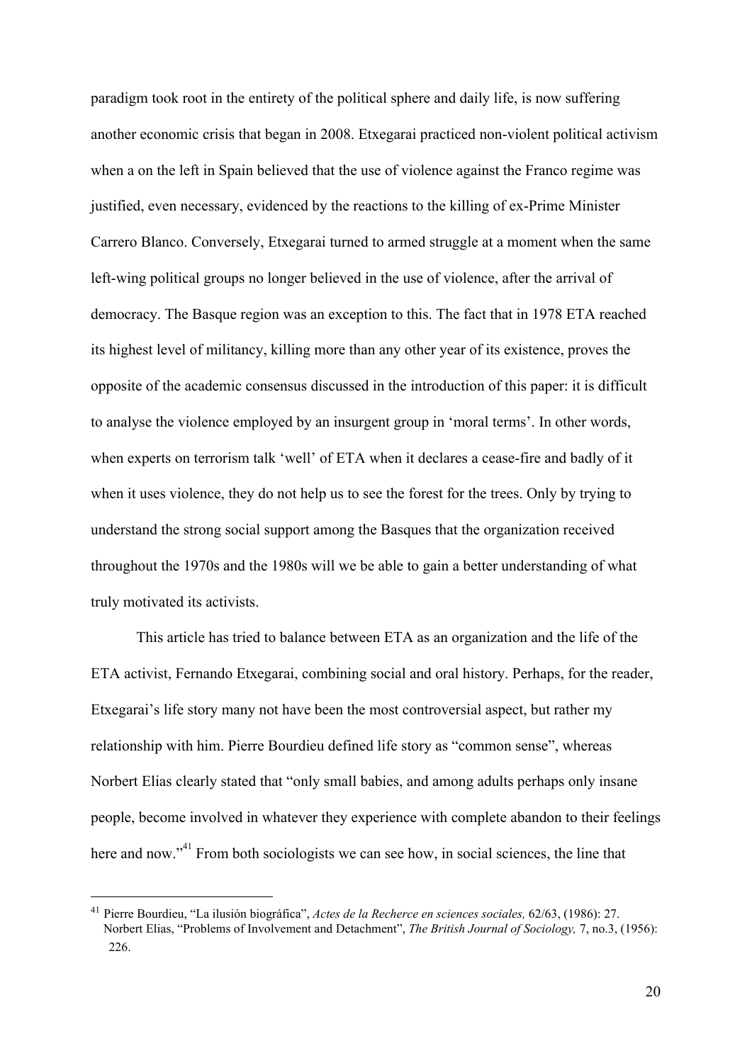paradigm took root in the entirety of the political sphere and daily life, is now suffering another economic crisis that began in 2008. Etxegarai practiced non-violent political activism when a on the left in Spain believed that the use of violence against the Franco regime was justified, even necessary, evidenced by the reactions to the killing of ex-Prime Minister Carrero Blanco. Conversely, Etxegarai turned to armed struggle at a moment when the same left-wing political groups no longer believed in the use of violence, after the arrival of democracy. The Basque region was an exception to this. The fact that in 1978 ETA reached its highest level of militancy, killing more than any other year of its existence, proves the opposite of the academic consensus discussed in the introduction of this paper: it is difficult to analyse the violence employed by an insurgent group in 'moral terms'. In other words, when experts on terrorism talk 'well' of ETA when it declares a cease-fire and badly of it when it uses violence, they do not help us to see the forest for the trees. Only by trying to understand the strong social support among the Basques that the organization received throughout the 1970s and the 1980s will we be able to gain a better understanding of what truly motivated its activists.

This article has tried to balance between ETA as an organization and the life of the ETA activist, Fernando Etxegarai, combining social and oral history. Perhaps, for the reader, Etxegarai's life story many not have been the most controversial aspect, but rather my relationship with him. Pierre Bourdieu defined life story as "common sense", whereas Norbert Elias clearly stated that "only small babies, and among adults perhaps only insane people, become involved in whatever they experience with complete abandon to their feelings here and now."[41] From both sociologists we can see how, in social sciences, the line that

---

[41] Pierre Bourdieu, "La ilusión biográfica", *Actes de la Recherce en sciences sociales,* 62/63, (1986): 27. Norbert Elias, "Problems of Involvement and Detachment", *The British Journal of Sociology,* 7, no.3, (1956): 226.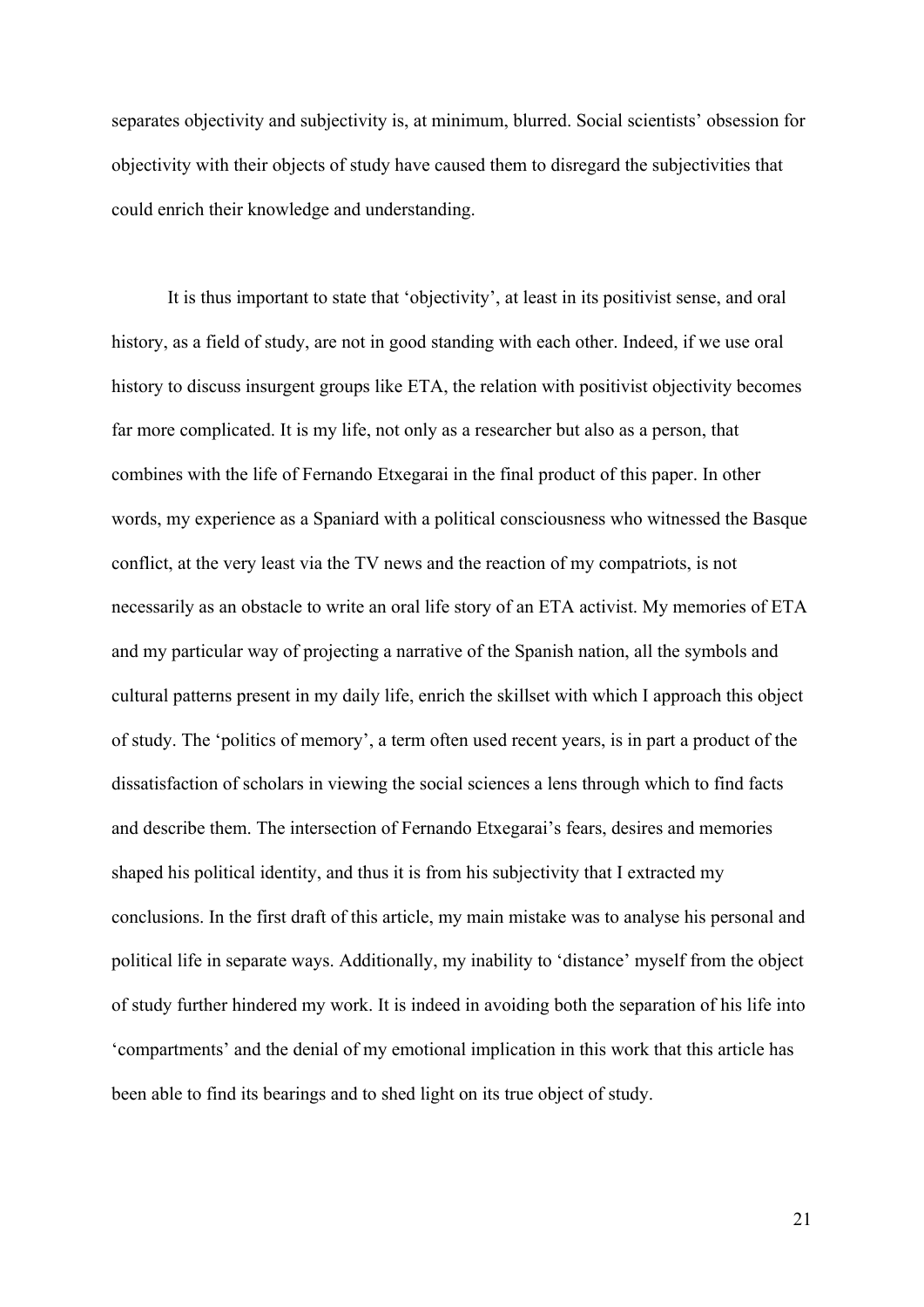separates objectivity and subjectivity is, at minimum, blurred. Social scientists' obsession for objectivity with their objects of study have caused them to disregard the subjectivities that could enrich their knowledge and understanding.

It is thus important to state that 'objectivity', at least in its positivist sense, and oral history, as a field of study, are not in good standing with each other. Indeed, if we use oral history to discuss insurgent groups like ETA, the relation with positivist objectivity becomes far more complicated. It is my life, not only as a researcher but also as a person, that combines with the life of Fernando Etxegarai in the final product of this paper. In other words, my experience as a Spaniard with a political consciousness who witnessed the Basque conflict, at the very least via the TV news and the reaction of my compatriots, is not necessarily as an obstacle to write an oral life story of an ETA activist. My memories of ETA and my particular way of projecting a narrative of the Spanish nation, all the symbols and cultural patterns present in my daily life, enrich the skillset with which I approach this object of study. The 'politics of memory', a term often used recent years, is in part a product of the dissatisfaction of scholars in viewing the social sciences a lens through which to find facts and describe them. The intersection of Fernando Etxegarai's fears, desires and memories shaped his political identity, and thus it is from his subjectivity that I extracted my conclusions. In the first draft of this article, my main mistake was to analyse his personal and political life in separate ways. Additionally, my inability to 'distance' myself from the object of study further hindered my work. It is indeed in avoiding both the separation of his life into 'compartments' and the denial of my emotional implication in this work that this article has been able to find its bearings and to shed light on its true object of study.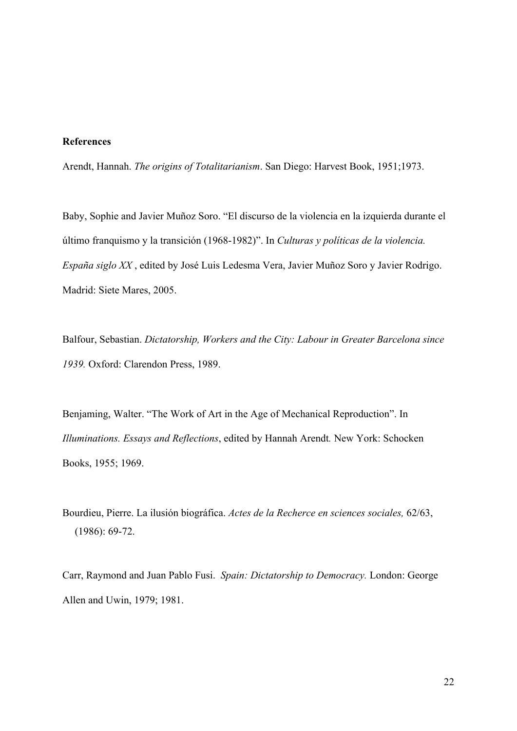**References**

Arendt, Hannah. *The origins of Totalitarianism*. San Diego: Harvest Book, 1951;1973.

Baby, Sophie and Javier Muñoz Soro. "El discurso de la violencia en la izquierda durante el último franquismo y la transición (1968-1982)". In *Culturas y políticas de la violencia. España siglo XX* , edited by José Luis Ledesma Vera, Javier Muñoz Soro y Javier Rodrigo. Madrid: Siete Mares, 2005.

Balfour, Sebastian. *Dictatorship, Workers and the City: Labour in Greater Barcelona since 1939.* Oxford: Clarendon Press, 1989.

Benjaming, Walter. "The Work of Art in the Age of Mechanical Reproduction". In *Illuminations. Essays and Reflections*, edited by Hannah Arendt*.* New York: Schocken Books, 1955; 1969.

Bourdieu, Pierre. La ilusión biográfica. *Actes de la Recherce en sciences sociales,* 62/63, (1986): 69-72.

Carr, Raymond and Juan Pablo Fusi. *Spain: Dictatorship to Democracy.* London: George Allen and Uwin, 1979; 1981.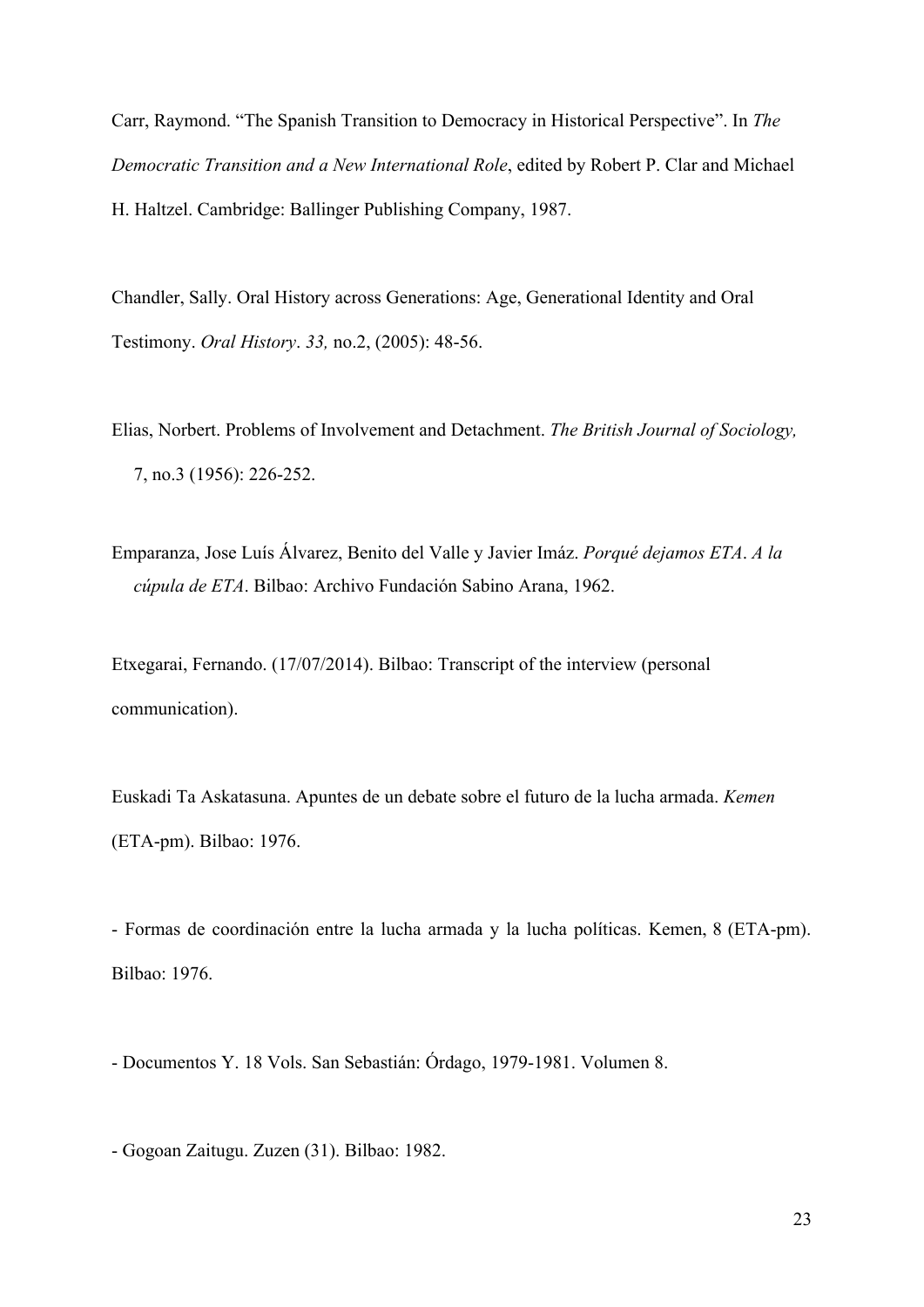Carr, Raymond. “The Spanish Transition to Democracy in Historical Perspective”. In *The Democratic Transition and a New International Role*, edited by Robert P. Clar and Michael H. Haltzel. Cambridge: Ballinger Publishing Company, 1987.

Chandler, Sally. Oral History across Generations: Age, Generational Identity and Oral Testimony. *Oral History*. *33,* no.2, (2005): 48-56.

Elias, Norbert. Problems of Involvement and Detachment. *The British Journal of Sociology,* 7, no.3 (1956): 226-252.

Emparanza, Jose Luís Álvarez, Benito del Valle y Javier Imáz. *Porqué dejamos ETA*. *A la cúpula de ETA*. Bilbao: Archivo Fundación Sabino Arana, 1962.

Etxegarai, Fernando. (17/07/2014). Bilbao: Transcript of the interview (personal communication).

Euskadi Ta Askatasuna. Apuntes de un debate sobre el futuro de la lucha armada. *Kemen* (ETA-pm). Bilbao: 1976.

- Formas de coordinación entre la lucha armada y la lucha políticas. Kemen, 8 (ETA-pm). Bilbao: 1976.

- Documentos Y. 18 Vols. San Sebastián: Órdago, 1979-1981. Volumen 8.

- Gogoan Zaitugu. Zuzen (31). Bilbao: 1982.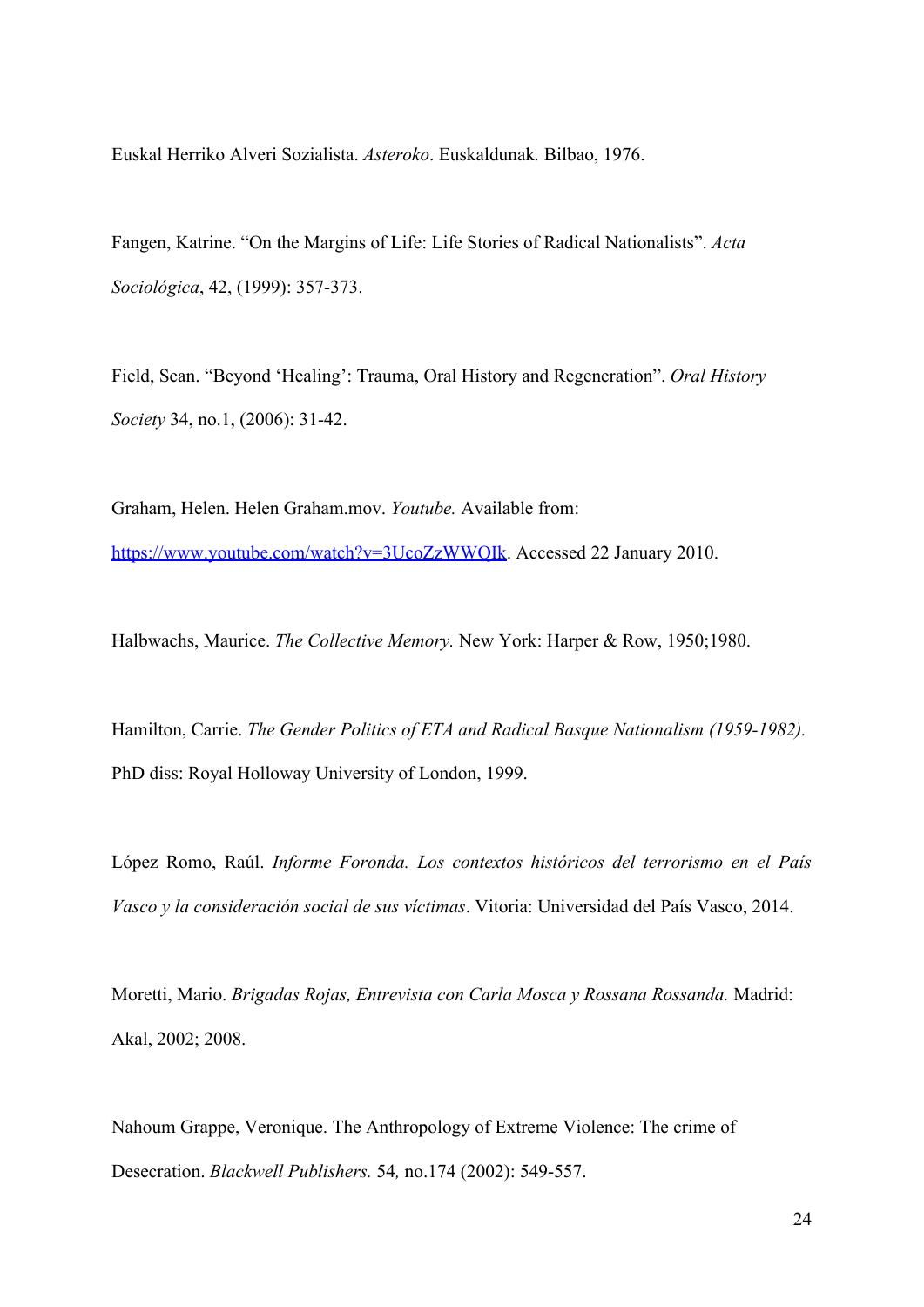Euskal Herriko Alveri Sozialista. *Asteroko*. Euskaldunak*.* Bilbao, 1976.

Fangen, Katrine. "On the Margins of Life: Life Stories of Radical Nationalists". *Acta Sociológica*, 42, (1999): 357-373.

Field, Sean. "Beyond 'Healing': Trauma, Oral History and Regeneration". *Oral History Society* 34, no.1, (2006): 31-42.

Graham, Helen. Helen Graham.mov. *Youtube.* Available from: [https://www.youtube.com/watch?v=3UcoZzWWQIk](https://www.youtube.com/watch?v=3UcoZzWWQIk). Accessed 22 January 2010.

Halbwachs, Maurice. *The Collective Memory.* New York: Harper & Row, 1950;1980.

Hamilton, Carrie. *The Gender Politics of ETA and Radical Basque Nationalism (1959-1982).* PhD diss: Royal Holloway University of London, 1999.

López Romo, Raúl. *Informe Foronda. Los contextos históricos del terrorismo en el País Vasco y la consideración social de sus víctimas*. Vitoria: Universidad del País Vasco, 2014.

Moretti, Mario. *Brigadas Rojas, Entrevista con Carla Mosca y Rossana Rossanda.* Madrid: Akal, 2002; 2008.

Nahoum Grappe, Veronique. The Anthropology of Extreme Violence: The crime of Desecration. *Blackwell Publishers.* 54*,* no.174 (2002): 549-557.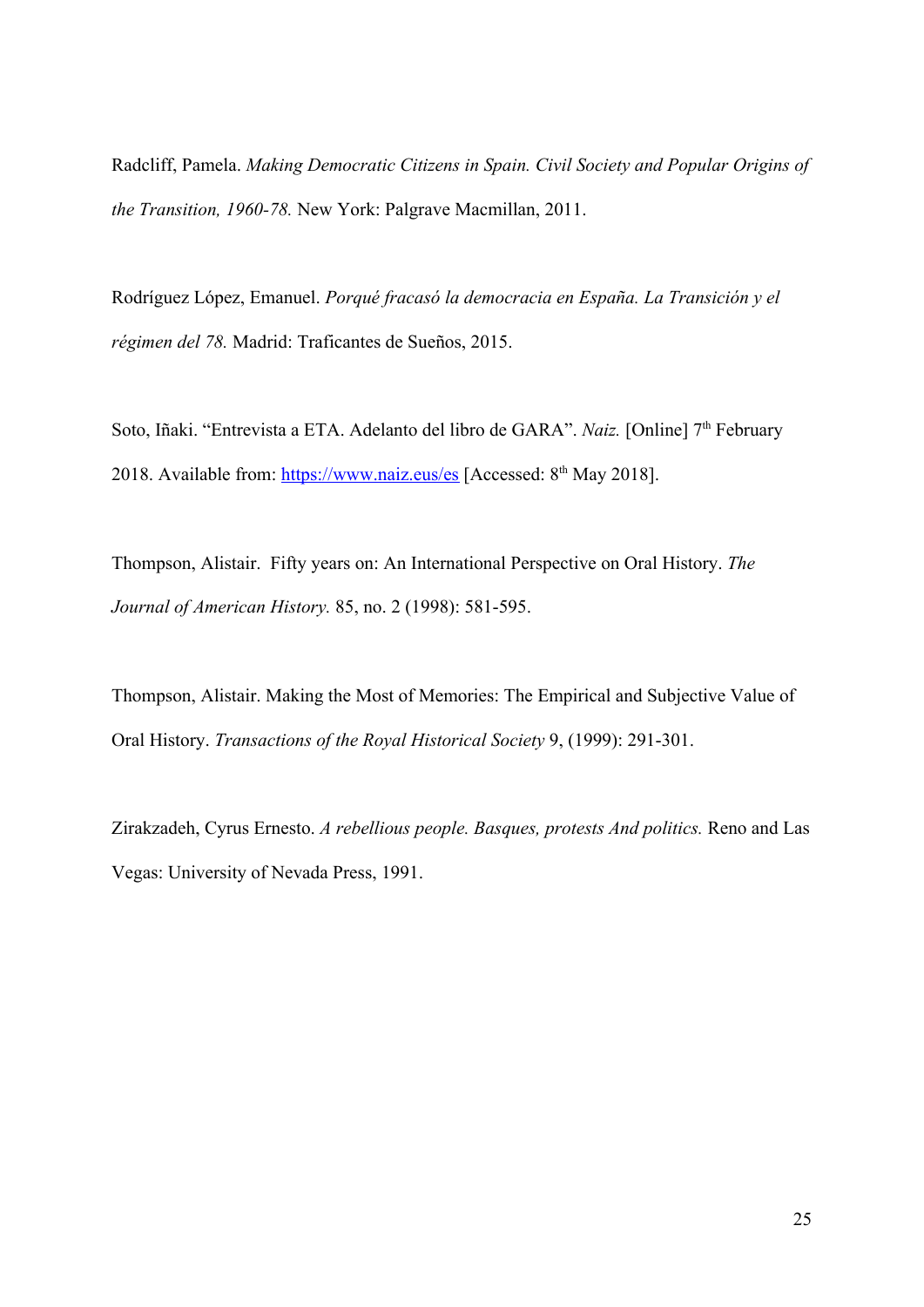Radcliff, Pamela. *Making Democratic Citizens in Spain. Civil Society and Popular Origins of the Transition, 1960-78.* New York: Palgrave Macmillan, 2011.

Rodríguez López, Emanuel. *Porqué fracasó la democracia en España. La Transición y el régimen del 78.* Madrid: Traficantes de Sueños, 2015.

Soto, Iñaki. "Entrevista a ETA. Adelanto del libro de GARA". *Naiz.* [Online] 7th February 2018. Available from: https://www.naiz.eus/es [Accessed: 8th May 2018].

Thompson, Alistair. Fifty years on: An International Perspective on Oral History. *The Journal of American History.* 85, no. 2 (1998): 581-595.

Thompson, Alistair. Making the Most of Memories: The Empirical and Subjective Value of Oral History. *Transactions of the Royal Historical Society* 9, (1999): 291-301.

Zirakzadeh, Cyrus Ernesto. *A rebellious people. Basques, protests And politics.* Reno and Las Vegas: University of Nevada Press, 1991.